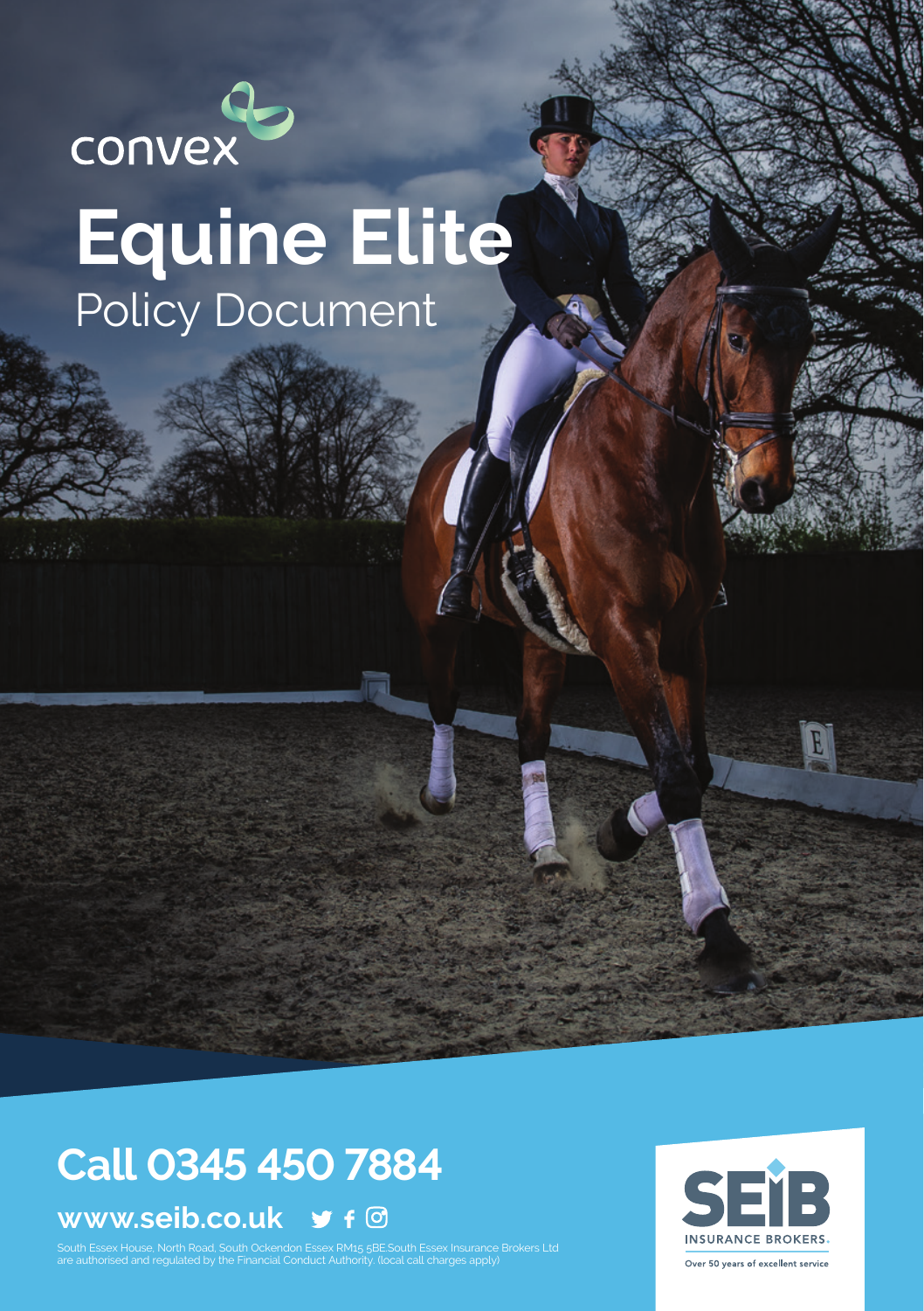convex

# Equine Elite

Policy Document

## Call 0345 450 7884

**www.seib.co.uk**

South Essex House, North Road, South Ockendon Essex RM15 5BE.South Essex Insurance Brokers Ltd are authorised and regulated by the Financial Conduct Authority. (local call charges apply)

SEIB INSURANCE BROKERS

Over 50 years of excellent service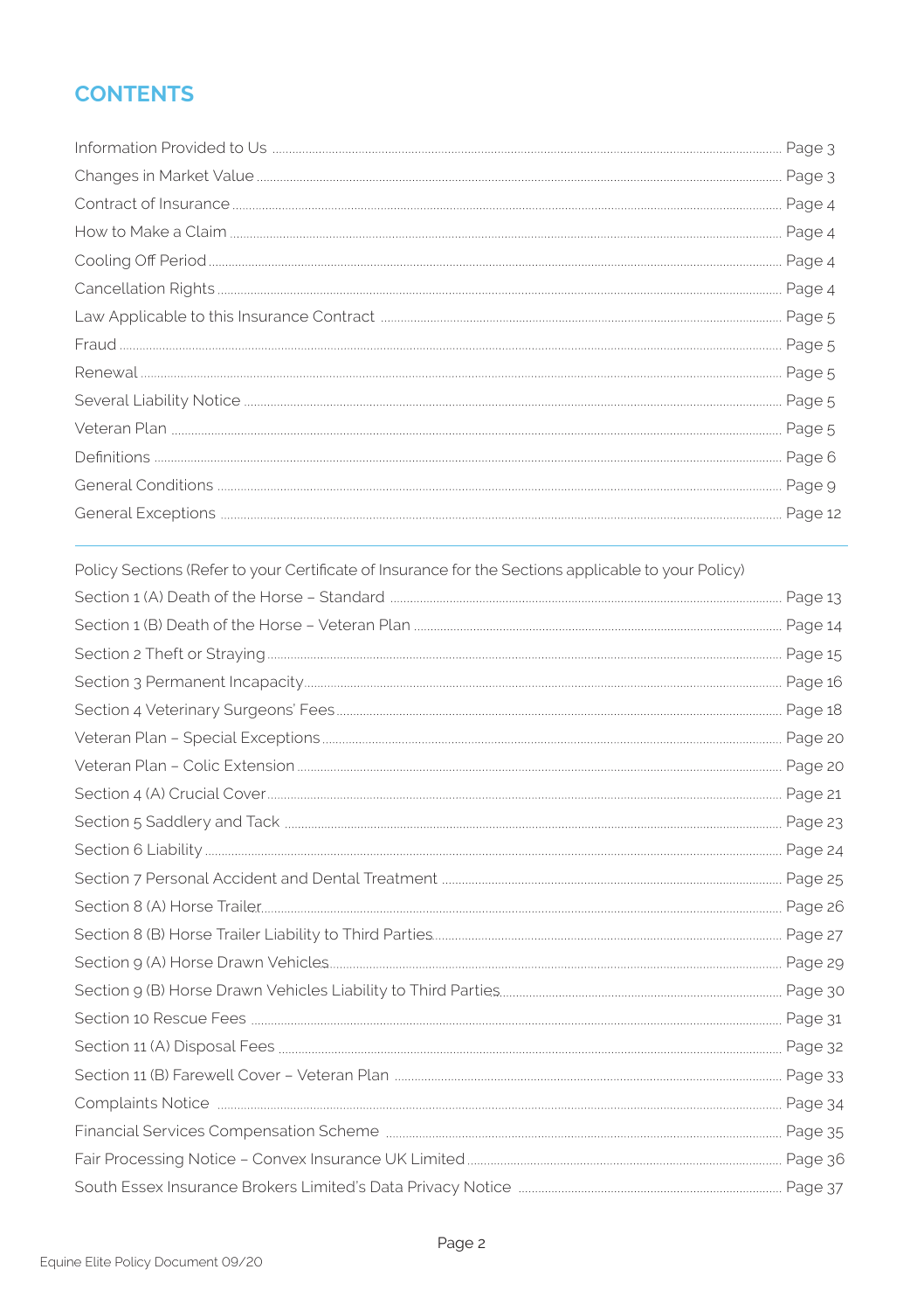# CONTENTS

| | |
|---|---|
| Information Provided to Us | Page 3 |
| Changes in Market Value | Page 3 |
| Contract of Insurance | Page 4 |
| How to Make a Claim | Page 4 |
| Cooling Off Period | Page 4 |
| Cancellation Rights | Page 4 |
| Law Applicable to this Insurance Contract | Page 5 |
| Fraud | Page 5 |
| Renewal | Page 5 |
| Several Liability Notice | Page 5 |
| Veteran Plan | Page 5 |
| Definitions | Page 6 |
| General Conditions | Page 9 |
| General Exceptions | Page 12 |

Policy Sections (Refer to your Certificate of Insurance for the Sections applicable to your Policy)

| | |
|---|---|
| Section 1 (A) Death of the Horse – Standard | Page 13 |
| Section 1 (B) Death of the Horse – Veteran Plan | Page 14 |
| Section 2 Theft or Straying | Page 15 |
| Section 3 Permanent Incapacity | Page 16 |
| Section 4 Veterinary Surgeons' Fees | Page 18 |
| Veteran Plan – Special Exceptions | Page 20 |
| Veteran Plan – Colic Extension | Page 20 |
| Section 4 (A) Crucial Cover | Page 21 |
| Section 5 Saddlery and Tack | Page 23 |
| Section 6 Liability | Page 24 |
| Section 7 Personal Accident and Dental Treatment | Page 25 |
| Section 8 (A) Horse Trailer | Page 26 |
| Section 8 (B) Horse Trailer Liability to Third Parties | Page 27 |
| Section 9 (A) Horse Drawn Vehicles | Page 29 |
| Section 9 (B) Horse Drawn Vehicles Liability to Third Parties | Page 30 |
| Section 10 Rescue Fees | Page 31 |
| Section 11 (A) Disposal Fees | Page 32 |
| Section 11 (B) Farewell Cover – Veteran Plan | Page 33 |
| Complaints Notice | Page 34 |
| Financial Services Compensation Scheme | Page 35 |
| Fair Processing Notice – Convex Insurance UK Limited | Page 36 |
| South Essex Insurance Brokers Limited's Data Privacy Notice | Page 37 |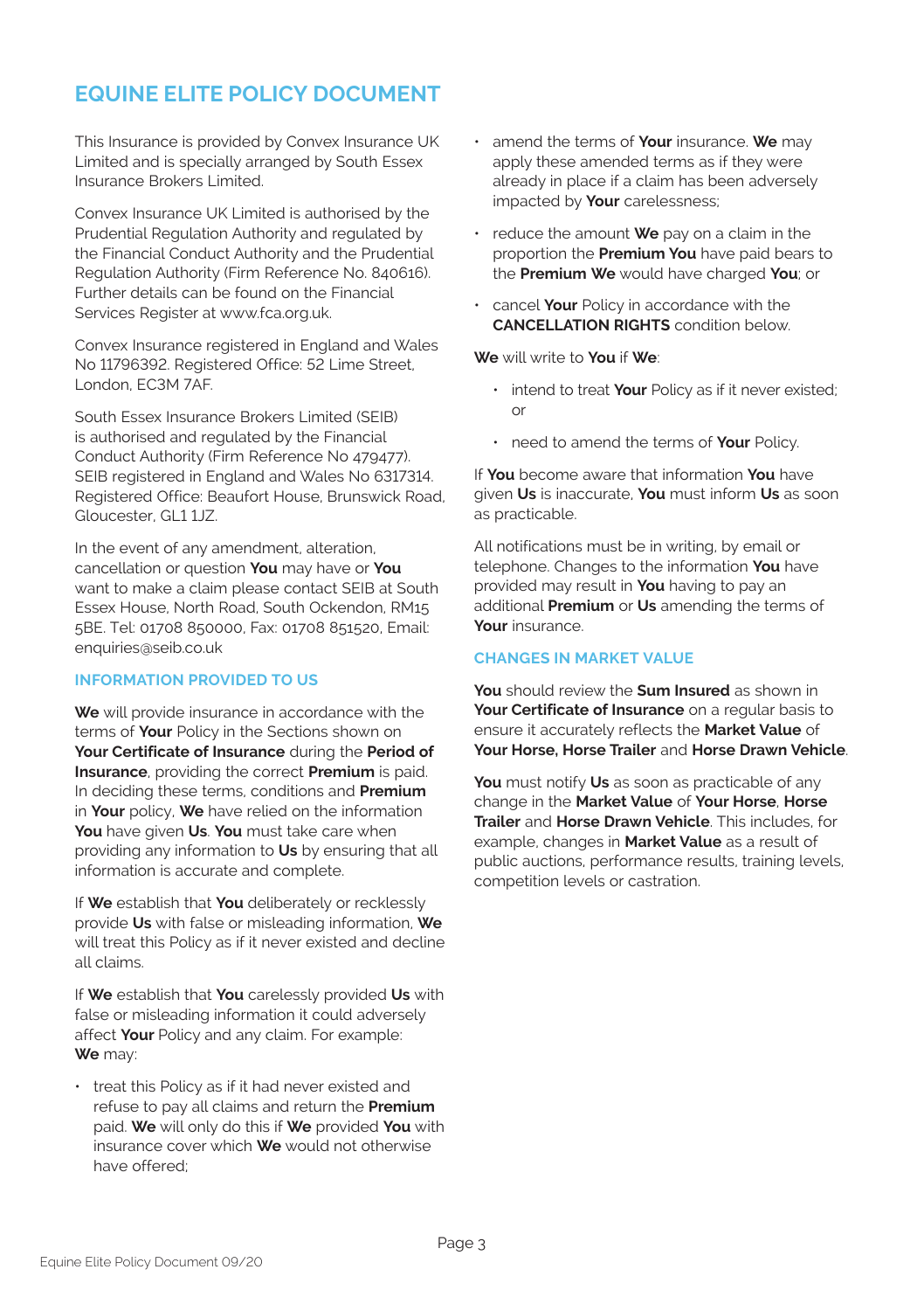# EQUINE ELITE POLICY DOCUMENT

This Insurance is provided by Convex Insurance UK Limited and is specially arranged by South Essex Insurance Brokers Limited.

Convex Insurance UK Limited is authorised by the Prudential Regulation Authority and regulated by the Financial Conduct Authority and the Prudential Regulation Authority (Firm Reference No. 840616). Further details can be found on the Financial Services Register at www.fca.org.uk.

Convex Insurance registered in England and Wales No 11796392. Registered Office: 52 Lime Street, London, EC3M 7AF.

South Essex Insurance Brokers Limited (SEIB) is authorised and regulated by the Financial Conduct Authority (Firm Reference No 479477). SEIB registered in England and Wales No 6317314. Registered Office: Beaufort House, Brunswick Road, Gloucester, GL1 1JZ.

In the event of any amendment, alteration, cancellation or question **You** may have or **You** want to make a claim please contact SEIB at South Essex House, North Road, South Ockendon, RM15 5BE. Tel: 01708 850000, Fax: 01708 851520, Email: enquiries@seib.co.uk

## INFORMATION PROVIDED TO US

**We** will provide insurance in accordance with the terms of **Your** Policy in the Sections shown on **Your Certificate of Insurance** during the **Period of Insurance**, providing the correct **Premium** is paid. In deciding these terms, conditions and **Premium** in **Your** policy, **We** have relied on the information **You** have given **Us**. **You** must take care when providing any information to **Us** by ensuring that all information is accurate and complete.

If **We** establish that **You** deliberately or recklessly provide **Us** with false or misleading information, **We** will treat this Policy as if it never existed and decline all claims.

If **We** establish that **You** carelessly provided **Us** with false or misleading information it could adversely affect **Your** Policy and any claim. For example: **We** may:

- treat this Policy as if it had never existed and refuse to pay all claims and return the **Premium** paid. **We** will only do this if **We** provided **You** with insurance cover which **We** would not otherwise have offered;
- amend the terms of **Your** insurance. **We** may apply these amended terms as if they were already in place if a claim has been adversely impacted by **Your** carelessness;
- reduce the amount **We** pay on a claim in the proportion the **Premium You** have paid bears to the **Premium We** would have charged **You**; or
- cancel **Your** Policy in accordance with the **CANCELLATION RIGHTS** condition below.

**We** will write to **You** if **We**:

- intend to treat **Your** Policy as if it never existed; or
- need to amend the terms of **Your** Policy.

If **You** become aware that information **You** have given **Us** is inaccurate, **You** must inform **Us** as soon as practicable.

All notifications must be in writing, by email or telephone. Changes to the information **You** have provided may result in **You** having to pay an additional **Premium** or **Us** amending the terms of **Your** insurance.

## CHANGES IN MARKET VALUE

**You** should review the **Sum Insured** as shown in **Your Certificate of Insurance** on a regular basis to ensure it accurately reflects the **Market Value** of **Your Horse, Horse Trailer** and **Horse Drawn Vehicle**.

**You** must notify **Us** as soon as practicable of any change in the **Market Value** of **Your Horse**, **Horse Trailer** and **Horse Drawn Vehicle**. This includes, for example, changes in **Market Value** as a result of public auctions, performance results, training levels, competition levels or castration.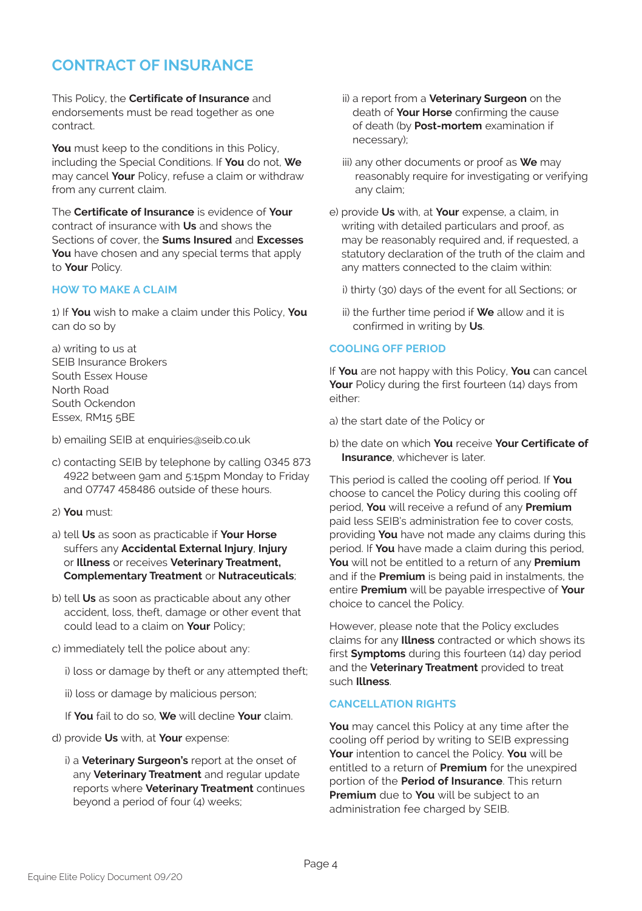# CONTRACT OF INSURANCE

This Policy, the **Certificate of Insurance** and endorsements must be read together as one contract.

**You** must keep to the conditions in this Policy, including the Special Conditions. If **You** do not, **We** may cancel **Your** Policy, refuse a claim or withdraw from any current claim.

The **Certificate of Insurance** is evidence of **Your** contract of insurance with **Us** and shows the Sections of cover, the **Sums Insured** and **Excesses You** have chosen and any special terms that apply to **Your** Policy.

## HOW TO MAKE A CLAIM

1) If **You** wish to make a claim under this Policy, **You** can do so by

a) writing to us at
SEIB Insurance Brokers
South Essex House
North Road
South Ockendon
Essex, RM15 5BE

b) emailing SEIB at enquiries@seib.co.uk

c) contacting SEIB by telephone by calling 0345 873 4922 between 9am and 5:15pm Monday to Friday and 07747 458486 outside of these hours.

2) **You** must:

a) tell **Us** as soon as practicable if **Your Horse** suffers any **Accidental External Injury**, **Injury** or **Illness** or receives **Veterinary Treatment, Complementary Treatment** or **Nutraceuticals**;

b) tell **Us** as soon as practicable about any other accident, loss, theft, damage or other event that could lead to a claim on **Your** Policy;

c) immediately tell the police about any:

i) loss or damage by theft or any attempted theft;

ii) loss or damage by malicious person;

If **You** fail to do so, **We** will decline **Your** claim.

d) provide **Us** with, at **Your** expense:

i) a **Veterinary Surgeon's** report at the onset of any **Veterinary Treatment** and regular update reports where **Veterinary Treatment** continues beyond a period of four (4) weeks;

ii) a report from a **Veterinary Surgeon** on the death of **Your Horse** confirming the cause of death (by **Post-mortem** examination if necessary);

iii) any other documents or proof as **We** may reasonably require for investigating or verifying any claim;

e) provide **Us** with, at **Your** expense, a claim, in writing with detailed particulars and proof, as may be reasonably required and, if requested, a statutory declaration of the truth of the claim and any matters connected to the claim within:

i) thirty (30) days of the event for all Sections; or

ii) the further time period if **We** allow and it is confirmed in writing by **Us**.

## COOLING OFF PERIOD

If **You** are not happy with this Policy, **You** can cancel **Your** Policy during the first fourteen (14) days from either:

a) the start date of the Policy or

b) the date on which **You** receive **Your Certificate of Insurance**, whichever is later.

This period is called the cooling off period. If **You** choose to cancel the Policy during this cooling off period, **You** will receive a refund of any **Premium** paid less SEIB's administration fee to cover costs, providing **You** have not made any claims during this period. If **You** have made a claim during this period, **You** will not be entitled to a return of any **Premium** and if the **Premium** is being paid in instalments, the entire **Premium** will be payable irrespective of **Your** choice to cancel the Policy.

However, please note that the Policy excludes claims for any **Illness** contracted or which shows its first **Symptoms** during this fourteen (14) day period and the **Veterinary Treatment** provided to treat such **Illness**.

## CANCELLATION RIGHTS

**You** may cancel this Policy at any time after the cooling off period by writing to SEIB expressing **Your** intention to cancel the Policy. **You** will be entitled to a return of **Premium** for the unexpired portion of the **Period of Insurance**. This return **Premium** due to **You** will be subject to an administration fee charged by SEIB.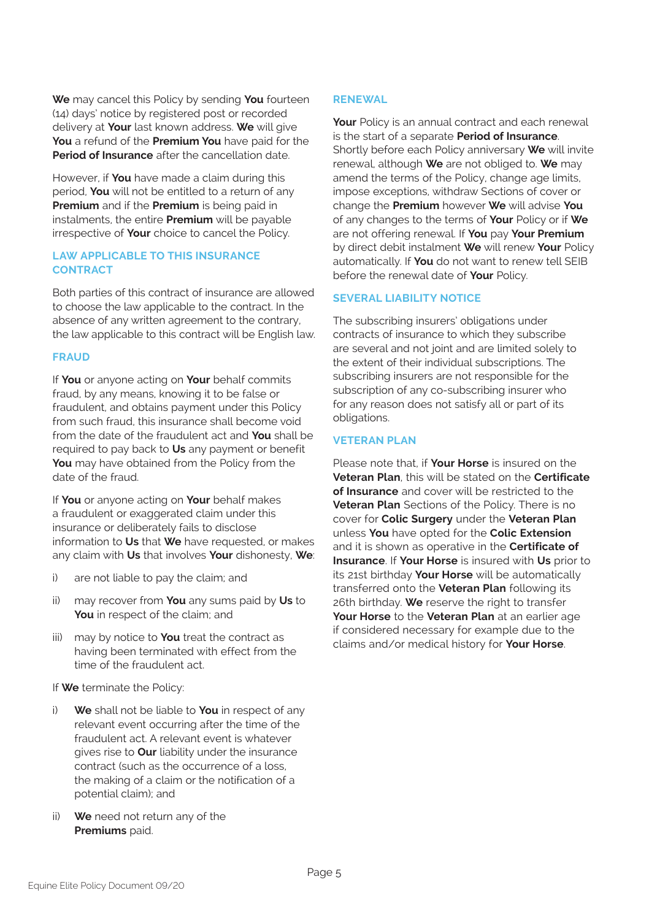**We** may cancel this Policy by sending **You** fourteen (14) days' notice by registered post or recorded delivery at **Your** last known address. **We** will give **You** a refund of the **Premium You** have paid for the **Period of Insurance** after the cancellation date.

However, if **You** have made a claim during this period, **You** will not be entitled to a return of any **Premium** and if the **Premium** is being paid in instalments, the entire **Premium** will be payable irrespective of **Your** choice to cancel the Policy.

## LAW APPLICABLE TO THIS INSURANCE CONTRACT

Both parties of this contract of insurance are allowed to choose the law applicable to the contract. In the absence of any written agreement to the contrary, the law applicable to this contract will be English law.

## FRAUD

If **You** or anyone acting on **Your** behalf commits fraud, by any means, knowing it to be false or fraudulent, and obtains payment under this Policy from such fraud, this insurance shall become void from the date of the fraudulent act and **You** shall be required to pay back to **Us** any payment or benefit **You** may have obtained from the Policy from the date of the fraud.

If **You** or anyone acting on **Your** behalf makes a fraudulent or exaggerated claim under this insurance or deliberately fails to disclose information to **Us** that **We** have requested, or makes any claim with **Us** that involves **Your** dishonesty, **We**:

i) are not liable to pay the claim; and

ii) may recover from **You** any sums paid by **Us** to **You** in respect of the claim; and

iii) may by notice to **You** treat the contract as having been terminated with effect from the time of the fraudulent act.

If **We** terminate the Policy:

i) **We** shall not be liable to **You** in respect of any relevant event occurring after the time of the fraudulent act. A relevant event is whatever gives rise to **Our** liability under the insurance contract (such as the occurrence of a loss, the making of a claim or the notification of a potential claim); and

ii) **We** need not return any of the **Premiums** paid.

## RENEWAL

**Your** Policy is an annual contract and each renewal is the start of a separate **Period of Insurance**. Shortly before each Policy anniversary **We** will invite renewal, although **We** are not obliged to. **We** may amend the terms of the Policy, change age limits, impose exceptions, withdraw Sections of cover or change the **Premium** however **We** will advise **You** of any changes to the terms of **Your** Policy or if **We** are not offering renewal. If **You** pay **Your Premium** by direct debit instalment **We** will renew **Your** Policy automatically. If **You** do not want to renew tell SEIB before the renewal date of **Your** Policy.

## SEVERAL LIABILITY NOTICE

The subscribing insurers' obligations under contracts of insurance to which they subscribe are several and not joint and are limited solely to the extent of their individual subscriptions. The subscribing insurers are not responsible for the subscription of any co-subscribing insurer who for any reason does not satisfy all or part of its obligations.

## VETERAN PLAN

Please note that, if **Your Horse** is insured on the **Veteran Plan**, this will be stated on the **Certificate of Insurance** and cover will be restricted to the **Veteran Plan** Sections of the Policy. There is no cover for **Colic Surgery** under the **Veteran Plan** unless **You** have opted for the **Colic Extension** and it is shown as operative in the **Certificate of Insurance**. If **Your Horse** is insured with **Us** prior to its 21st birthday **Your Horse** will be automatically transferred onto the **Veteran Plan** following its 26th birthday. **We** reserve the right to transfer **Your Horse** to the **Veteran Plan** at an earlier age if considered necessary for example due to the claims and/or medical history for **Your Horse**.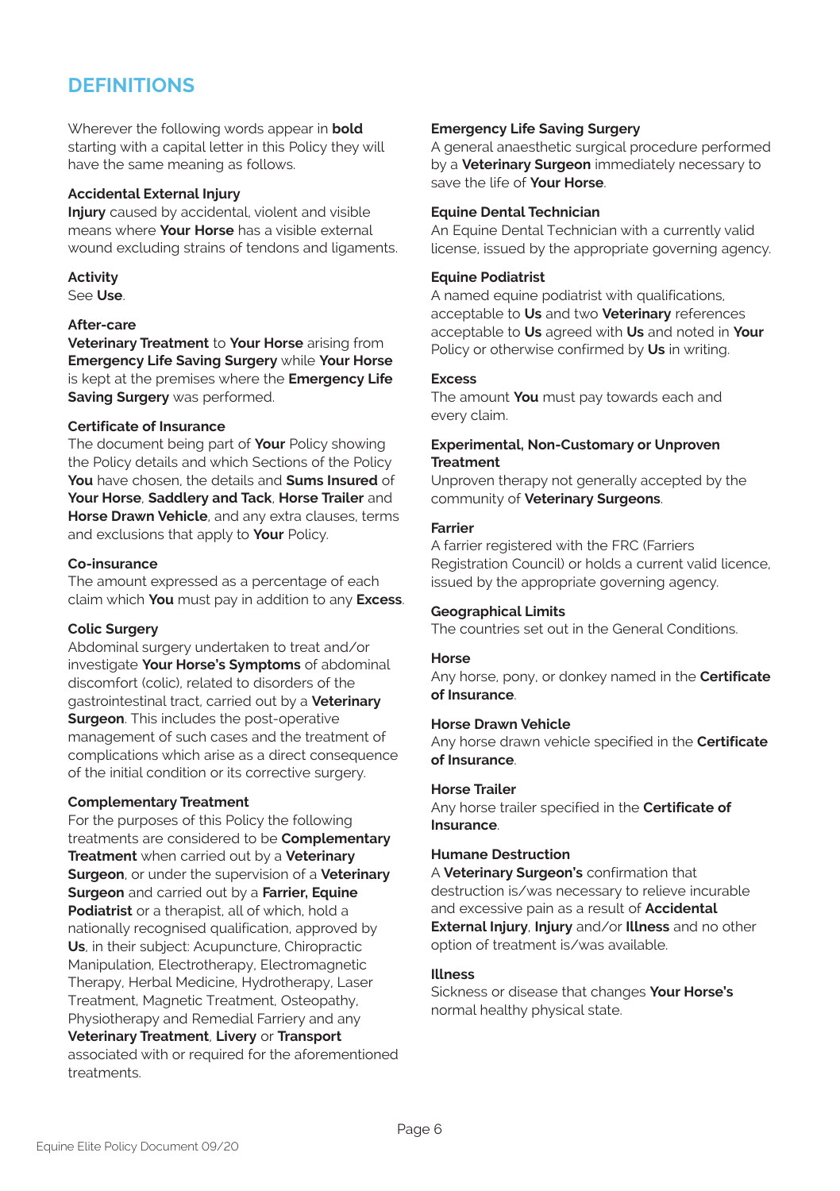## DEFINITIONS

Wherever the following words appear in **bold** starting with a capital letter in this Policy they will have the same meaning as follows.

**Accidental External Injury**
**Injury** caused by accidental, violent and visible means where **Your Horse** has a visible external wound excluding strains of tendons and ligaments.

**Activity**
See **Use**.

**After-care**
**Veterinary Treatment** to **Your Horse** arising from **Emergency Life Saving Surgery** while **Your Horse** is kept at the premises where the **Emergency Life Saving Surgery** was performed.

**Certificate of Insurance**
The document being part of **Your** Policy showing the Policy details and which Sections of the Policy **You** have chosen, the details and **Sums Insured** of **Your Horse**, **Saddlery and Tack**, **Horse Trailer** and **Horse Drawn Vehicle**, and any extra clauses, terms and exclusions that apply to **Your** Policy.

**Co-insurance**
The amount expressed as a percentage of each claim which **You** must pay in addition to any **Excess**.

**Colic Surgery**
Abdominal surgery undertaken to treat and/or investigate **Your Horse's Symptoms** of abdominal discomfort (colic), related to disorders of the gastrointestinal tract, carried out by a **Veterinary Surgeon**. This includes the post-operative management of such cases and the treatment of complications which arise as a direct consequence of the initial condition or its corrective surgery.

**Complementary Treatment**
For the purposes of this Policy the following treatments are considered to be **Complementary Treatment** when carried out by a **Veterinary Surgeon**, or under the supervision of a **Veterinary Surgeon** and carried out by a **Farrier, Equine Podiatrist** or a therapist, all of which, hold a nationally recognised qualification, approved by **Us**, in their subject: Acupuncture, Chiropractic Manipulation, Electrotherapy, Electromagnetic Therapy, Herbal Medicine, Hydrotherapy, Laser Treatment, Magnetic Treatment, Osteopathy, Physiotherapy and Remedial Farriery and any **Veterinary Treatment**, **Livery** or **Transport** associated with or required for the aforementioned treatments.

**Emergency Life Saving Surgery**
A general anaesthetic surgical procedure performed by a **Veterinary Surgeon** immediately necessary to save the life of **Your Horse**.

**Equine Dental Technician**
An Equine Dental Technician with a currently valid license, issued by the appropriate governing agency.

**Equine Podiatrist**
A named equine podiatrist with qualifications, acceptable to **Us** and two **Veterinary** references acceptable to **Us** agreed with **Us** and noted in **Your** Policy or otherwise confirmed by **Us** in writing.

**Excess**
The amount **You** must pay towards each and every claim.

**Experimental, Non-Customary or Unproven Treatment**
Unproven therapy not generally accepted by the community of **Veterinary Surgeons**.

**Farrier**
A farrier registered with the FRC (Farriers Registration Council) or holds a current valid licence, issued by the appropriate governing agency.

**Geographical Limits**
The countries set out in the General Conditions.

**Horse**
Any horse, pony, or donkey named in the **Certificate of Insurance**.

**Horse Drawn Vehicle**
Any horse drawn vehicle specified in the **Certificate of Insurance**.

**Horse Trailer**
Any horse trailer specified in the **Certificate of Insurance**.

**Humane Destruction**
A **Veterinary Surgeon's** confirmation that destruction is/was necessary to relieve incurable and excessive pain as a result of **Accidental External Injury**, **Injury** and/or **Illness** and no other option of treatment is/was available.

**Illness**
Sickness or disease that changes **Your Horse's** normal healthy physical state.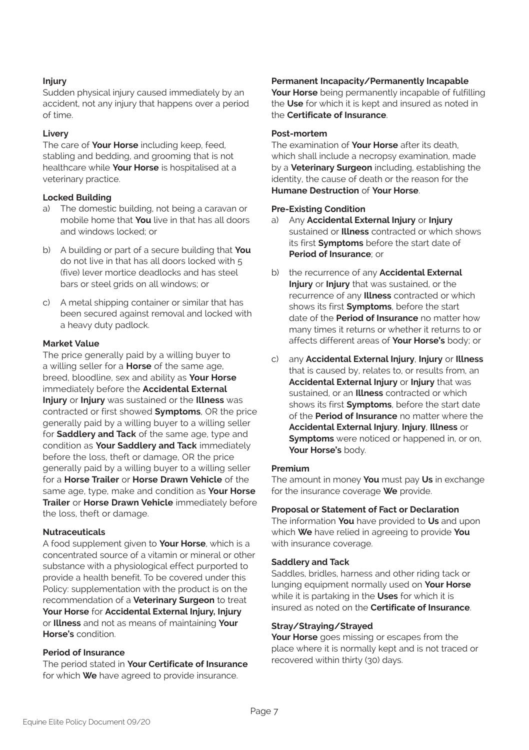**Injury**

Sudden physical injury caused immediately by an accident, not any injury that happens over a period of time.

**Livery**

The care of **Your Horse** including keep, feed, stabling and bedding, and grooming that is not healthcare while **Your Horse** is hospitalised at a veterinary practice.

**Locked Building**

a) The domestic building, not being a caravan or mobile home that **You** live in that has all doors and windows locked; or

b) A building or part of a secure building that **You** do not live in that has all doors locked with 5 (five) lever mortice deadlocks and has steel bars or steel grids on all windows; or

c) A metal shipping container or similar that has been secured against removal and locked with a heavy duty padlock.

**Market Value**

The price generally paid by a willing buyer to a willing seller for a **Horse** of the same age, breed, bloodline, sex and ability as **Your Horse** immediately before the **Accidental External Injury** or **Injury** was sustained or the **Illness** was contracted or first showed **Symptoms**, OR the price generally paid by a willing buyer to a willing seller for **Saddlery and Tack** of the same age, type and condition as **Your Saddlery and Tack** immediately before the loss, theft or damage, OR the price generally paid by a willing buyer to a willing seller for a **Horse Trailer** or **Horse Drawn Vehicle** of the same age, type, make and condition as **Your Horse Trailer** or **Horse Drawn Vehicle** immediately before the loss, theft or damage.

**Nutraceuticals**

A food supplement given to **Your Horse**, which is a concentrated source of a vitamin or mineral or other substance with a physiological effect purported to provide a health benefit. To be covered under this Policy: supplementation with the product is on the recommendation of a **Veterinary Surgeon** to treat **Your Horse** for **Accidental External Injury, Injury** or **Illness** and not as means of maintaining **Your Horse's** condition.

**Period of Insurance**

The period stated in **Your Certificate of Insurance** for which **We** have agreed to provide insurance.

**Permanent Incapacity/Permanently Incapable**

**Your Horse** being permanently incapable of fulfilling the **Use** for which it is kept and insured as noted in the **Certificate of Insurance**.

**Post-mortem**

The examination of **Your Horse** after its death, which shall include a necropsy examination, made by a **Veterinary Surgeon** including, establishing the identity, the cause of death or the reason for the **Humane Destruction** of **Your Horse**.

**Pre-Existing Condition**

a) Any **Accidental External Injury** or **Injury** sustained or **Illness** contracted or which shows its first **Symptoms** before the start date of **Period of Insurance**; or

b) the recurrence of any **Accidental External Injury** or **Injury** that was sustained, or the recurrence of any **Illness** contracted or which shows its first **Symptoms**, before the start date of the **Period of Insurance** no matter how many times it returns or whether it returns to or affects different areas of **Your Horse's** body; or

c) any **Accidental External Injury**, **Injury** or **Illness** that is caused by, relates to, or results from, an **Accidental External Injury** or **Injury** that was sustained, or an **Illness** contracted or which shows its first **Symptoms**, before the start date of the **Period of Insurance** no matter where the **Accidental External Injury**, **Injury**, **Illness** or **Symptoms** were noticed or happened in, or on, **Your Horse's** body.

**Premium**

The amount in money **You** must pay **Us** in exchange for the insurance coverage **We** provide.

**Proposal or Statement of Fact or Declaration**

The information **You** have provided to **Us** and upon which **We** have relied in agreeing to provide **You** with insurance coverage.

**Saddlery and Tack**

Saddles, bridles, harness and other riding tack or lunging equipment normally used on **Your Horse** while it is partaking in the **Uses** for which it is insured as noted on the **Certificate of Insurance**.

**Stray/Straying/Strayed**

**Your Horse** goes missing or escapes from the place where it is normally kept and is not traced or recovered within thirty (30) days.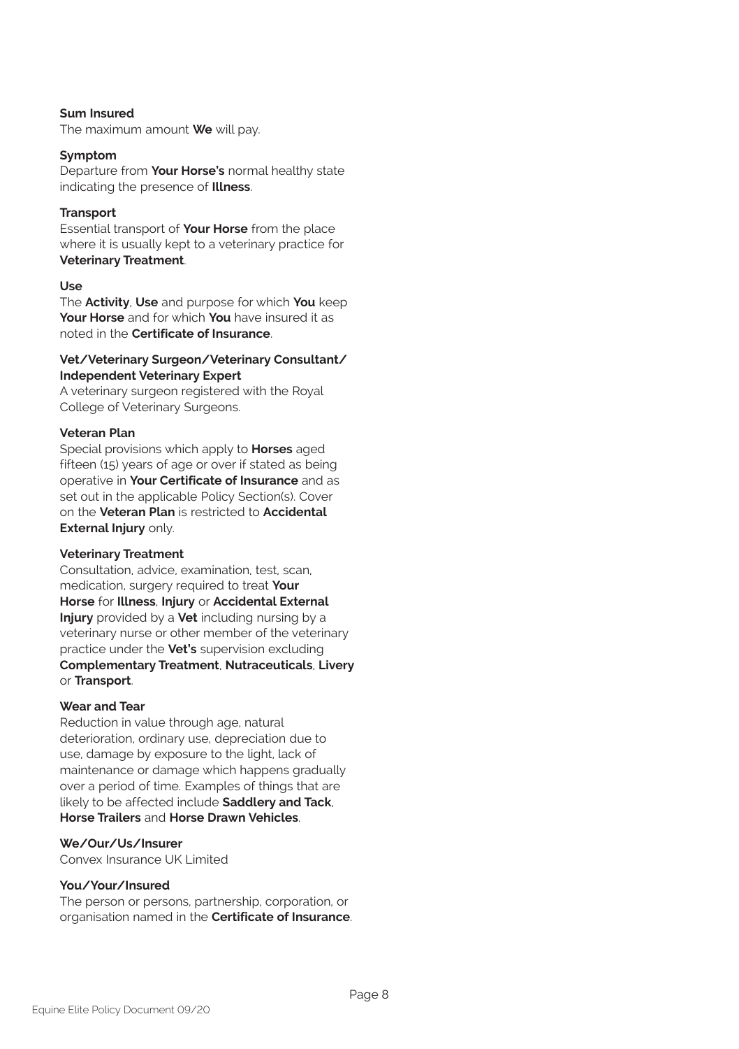**Sum Insured**
The maximum amount **We** will pay.

**Symptom**
Departure from **Your Horse's** normal healthy state indicating the presence of **Illness**.

**Transport**
Essential transport of **Your Horse** from the place where it is usually kept to a veterinary practice for **Veterinary Treatment**.

**Use**
The **Activity**, **Use** and purpose for which **You** keep **Your Horse** and for which **You** have insured it as noted in the **Certificate of Insurance**.

**Vet/Veterinary Surgeon/Veterinary Consultant/ Independent Veterinary Expert**
A veterinary surgeon registered with the Royal College of Veterinary Surgeons.

**Veteran Plan**
Special provisions which apply to **Horses** aged fifteen (15) years of age or over if stated as being operative in **Your Certificate of Insurance** and as set out in the applicable Policy Section(s). Cover on the **Veteran Plan** is restricted to **Accidental External Injury** only.

**Veterinary Treatment**
Consultation, advice, examination, test, scan, medication, surgery required to treat **Your Horse** for **Illness**, **Injury** or **Accidental External Injury** provided by a **Vet** including nursing by a veterinary nurse or other member of the veterinary practice under the **Vet's** supervision excluding **Complementary Treatment**, **Nutraceuticals**, **Livery** or **Transport**.

**Wear and Tear**
Reduction in value through age, natural deterioration, ordinary use, depreciation due to use, damage by exposure to the light, lack of maintenance or damage which happens gradually over a period of time. Examples of things that are likely to be affected include **Saddlery and Tack**, **Horse Trailers** and **Horse Drawn Vehicles**.

**We/Our/Us/Insurer**
Convex Insurance UK Limited

**You/Your/Insured**
The person or persons, partnership, corporation, or organisation named in the **Certificate of Insurance**.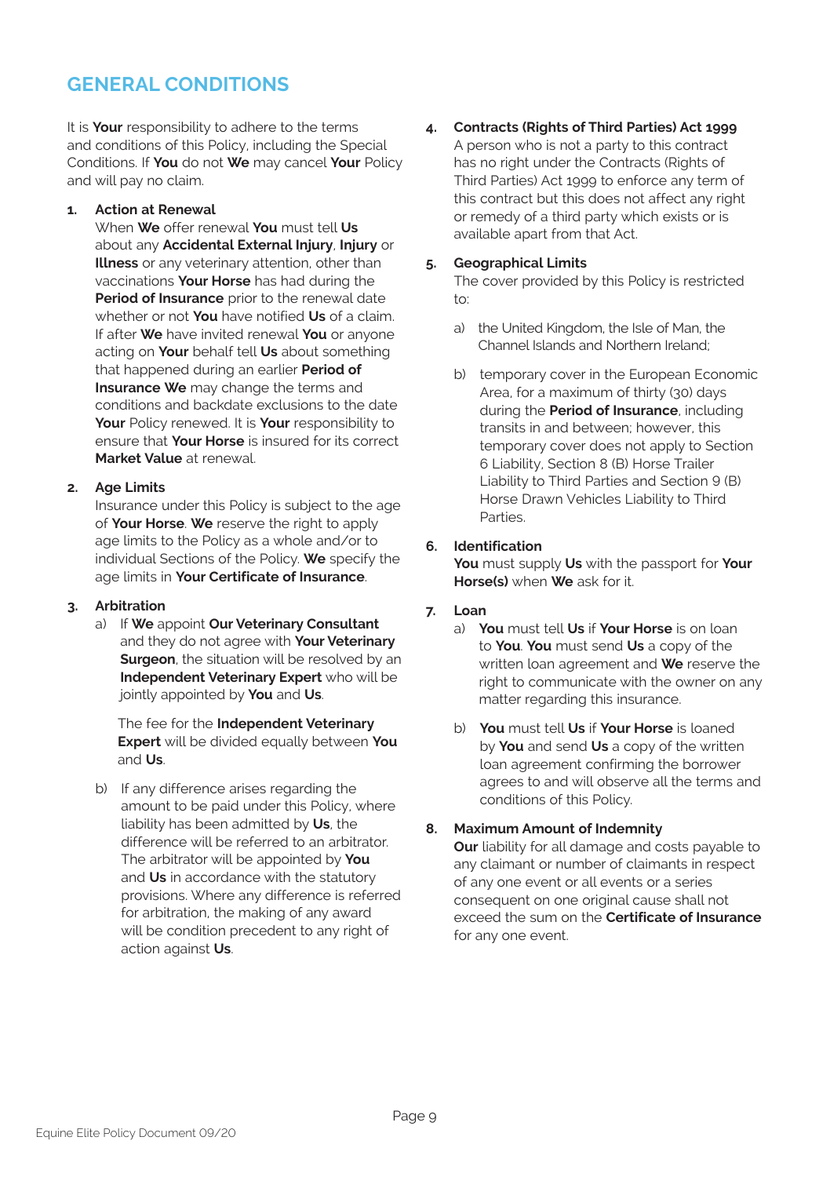# GENERAL CONDITIONS

It is **Your** responsibility to adhere to the terms and conditions of this Policy, including the Special Conditions. If **You** do not **We** may cancel **Your** Policy and will pay no claim.

1. **Action at Renewal**
   When **We** offer renewal **You** must tell **Us** about any **Accidental External Injury**, **Injury** or **Illness** or any veterinary attention, other than vaccinations **Your Horse** has had during the **Period of Insurance** prior to the renewal date whether or not **You** have notified **Us** of a claim. If after **We** have invited renewal **You** or anyone acting on **Your** behalf tell **Us** about something that happened during an earlier **Period of Insurance We** may change the terms and conditions and backdate exclusions to the date **Your** Policy renewed. It is **Your** responsibility to ensure that **Your Horse** is insured for its correct **Market Value** at renewal.

2. **Age Limits**
   Insurance under this Policy is subject to the age of **Your Horse**. **We** reserve the right to apply age limits to the Policy as a whole and/or to individual Sections of the Policy. **We** specify the age limits in **Your Certificate of Insurance**.

3. **Arbitration**
   a) If **We** appoint **Our Veterinary Consultant** and they do not agree with **Your Veterinary Surgeon**, the situation will be resolved by an **Independent Veterinary Expert** who will be jointly appointed by **You** and **Us**.

      The fee for the **Independent Veterinary Expert** will be divided equally between **You** and **Us**.

   b) If any difference arises regarding the amount to be paid under this Policy, where liability has been admitted by **Us**, the difference will be referred to an arbitrator. The arbitrator will be appointed by **You** and **Us** in accordance with the statutory provisions. Where any difference is referred for arbitration, the making of any award will be condition precedent to any right of action against **Us**.

4. **Contracts (Rights of Third Parties) Act 1999**
   A person who is not a party to this contract has no right under the Contracts (Rights of Third Parties) Act 1999 to enforce any term of this contract but this does not affect any right or remedy of a third party which exists or is available apart from that Act.

5. **Geographical Limits**
   The cover provided by this Policy is restricted to:

   a) the United Kingdom, the Isle of Man, the Channel Islands and Northern Ireland;

   b) temporary cover in the European Economic Area, for a maximum of thirty (30) days during the **Period of Insurance**, including transits in and between; however, this temporary cover does not apply to Section 6 Liability, Section 8 (B) Horse Trailer Liability to Third Parties and Section 9 (B) Horse Drawn Vehicles Liability to Third Parties.

6. **Identification**
   **You** must supply **Us** with the passport for **Your Horse(s)** when **We** ask for it.

7. **Loan**
   a) **You** must tell **Us** if **Your Horse** is on loan to **You**. **You** must send **Us** a copy of the written loan agreement and **We** reserve the right to communicate with the owner on any matter regarding this insurance.

   b) **You** must tell **Us** if **Your Horse** is loaned by **You** and send **Us** a copy of the written loan agreement confirming the borrower agrees to and will observe all the terms and conditions of this Policy.

8. **Maximum Amount of Indemnity**
   **Our** liability for all damage and costs payable to any claimant or number of claimants in respect of any one event or all events or a series consequent on one original cause shall not exceed the sum on the **Certificate of Insurance** for any one event.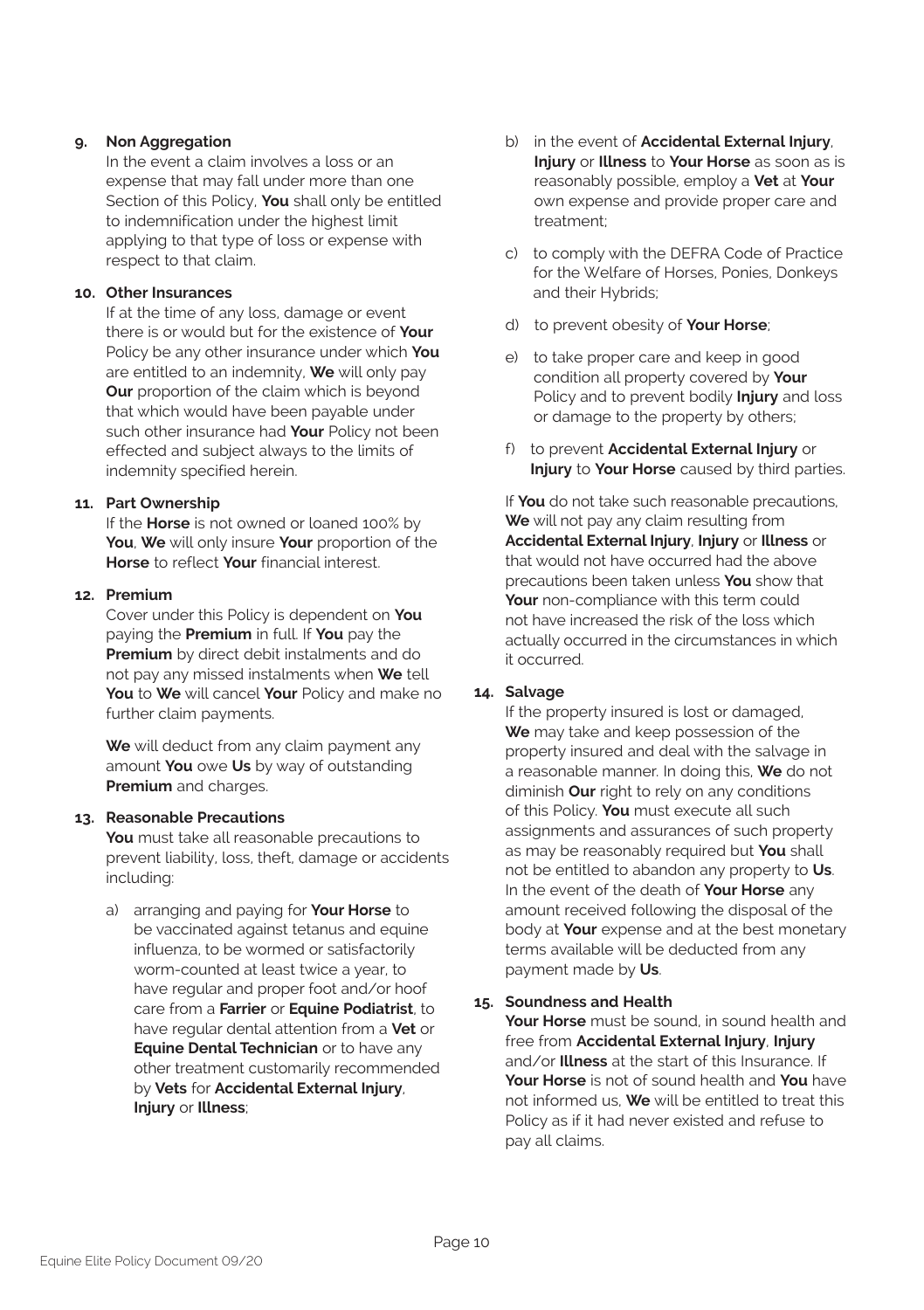**9. Non Aggregation**

In the event a claim involves a loss or an expense that may fall under more than one Section of this Policy, **You** shall only be entitled to indemnification under the highest limit applying to that type of loss or expense with respect to that claim.

**10. Other Insurances**

If at the time of any loss, damage or event there is or would but for the existence of **Your** Policy be any other insurance under which **You** are entitled to an indemnity, **We** will only pay **Our** proportion of the claim which is beyond that which would have been payable under such other insurance had **Your** Policy not been effected and subject always to the limits of indemnity specified herein.

**11. Part Ownership**

If the **Horse** is not owned or loaned 100% by **You**, **We** will only insure **Your** proportion of the **Horse** to reflect **Your** financial interest.

**12. Premium**

Cover under this Policy is dependent on **You** paying the **Premium** in full. If **You** pay the **Premium** by direct debit instalments and do not pay any missed instalments when **We** tell **You** to **We** will cancel **Your** Policy and make no further claim payments.

**We** will deduct from any claim payment any amount **You** owe **Us** by way of outstanding **Premium** and charges.

**13. Reasonable Precautions**

**You** must take all reasonable precautions to prevent liability, loss, theft, damage or accidents including:

a) arranging and paying for **Your Horse** to be vaccinated against tetanus and equine influenza, to be wormed or satisfactorily worm-counted at least twice a year, to have regular and proper foot and/or hoof care from a **Farrier** or **Equine Podiatrist**, to have regular dental attention from a **Vet** or **Equine Dental Technician** or to have any other treatment customarily recommended by **Vets** for **Accidental External Injury**, **Injury** or **Illness**;

b) in the event of **Accidental External Injury**, **Injury** or **Illness** to **Your Horse** as soon as is reasonably possible, employ a **Vet** at **Your** own expense and provide proper care and treatment;

c) to comply with the DEFRA Code of Practice for the Welfare of Horses, Ponies, Donkeys and their Hybrids;

d) to prevent obesity of **Your Horse**;

e) to take proper care and keep in good condition all property covered by **Your** Policy and to prevent bodily **Injury** and loss or damage to the property by others;

f) to prevent **Accidental External Injury** or **Injury** to **Your Horse** caused by third parties.

If **You** do not take such reasonable precautions, **We** will not pay any claim resulting from **Accidental External Injury**, **Injury** or **Illness** or that would not have occurred had the above precautions been taken unless **You** show that **Your** non-compliance with this term could not have increased the risk of the loss which actually occurred in the circumstances in which it occurred.

**14. Salvage**

If the property insured is lost or damaged, **We** may take and keep possession of the property insured and deal with the salvage in a reasonable manner. In doing this, **We** do not diminish **Our** right to rely on any conditions of this Policy. **You** must execute all such assignments and assurances of such property as may be reasonably required but **You** shall not be entitled to abandon any property to **Us**. In the event of the death of **Your Horse** any amount received following the disposal of the body at **Your** expense and at the best monetary terms available will be deducted from any payment made by **Us**.

**15. Soundness and Health**

**Your Horse** must be sound, in sound health and free from **Accidental External Injury**, **Injury** and/or **Illness** at the start of this Insurance. If **Your Horse** is not of sound health and **You** have not informed us, **We** will be entitled to treat this Policy as if it had never existed and refuse to pay all claims.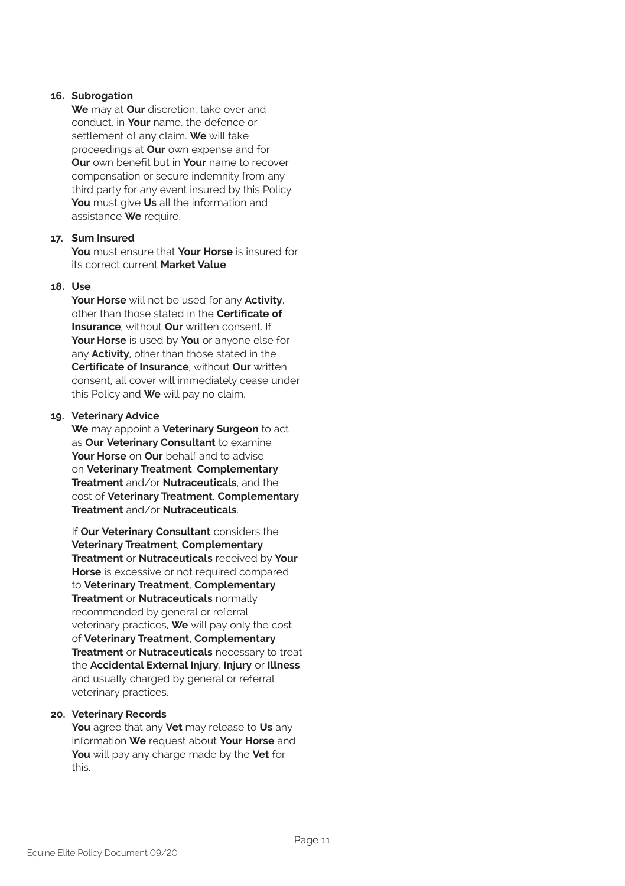**16. Subrogation**

**We** may at **Our** discretion, take over and conduct, in **Your** name, the defence or settlement of any claim. **We** will take proceedings at **Our** own expense and for **Our** own benefit but in **Your** name to recover compensation or secure indemnity from any third party for any event insured by this Policy. **You** must give **Us** all the information and assistance **We** require.

**17. Sum Insured**

**You** must ensure that **Your Horse** is insured for its correct current **Market Value**.

**18. Use**

**Your Horse** will not be used for any **Activity**, other than those stated in the **Certificate of Insurance**, without **Our** written consent. If **Your Horse** is used by **You** or anyone else for any **Activity**, other than those stated in the **Certificate of Insurance**, without **Our** written consent, all cover will immediately cease under this Policy and **We** will pay no claim.

**19. Veterinary Advice**

**We** may appoint a **Veterinary Surgeon** to act as **Our Veterinary Consultant** to examine **Your Horse** on **Our** behalf and to advise on **Veterinary Treatment**, **Complementary Treatment** and/or **Nutraceuticals**, and the cost of **Veterinary Treatment**, **Complementary Treatment** and/or **Nutraceuticals**.

If **Our Veterinary Consultant** considers the **Veterinary Treatment**, **Complementary Treatment** or **Nutraceuticals** received by **Your Horse** is excessive or not required compared to **Veterinary Treatment**, **Complementary Treatment** or **Nutraceuticals** normally recommended by general or referral veterinary practices, **We** will pay only the cost of **Veterinary Treatment**, **Complementary Treatment** or **Nutraceuticals** necessary to treat the **Accidental External Injury**, **Injury** or **Illness** and usually charged by general or referral veterinary practices.

**20. Veterinary Records**

**You** agree that any **Vet** may release to **Us** any information **We** request about **Your Horse** and **You** will pay any charge made by the **Vet** for this.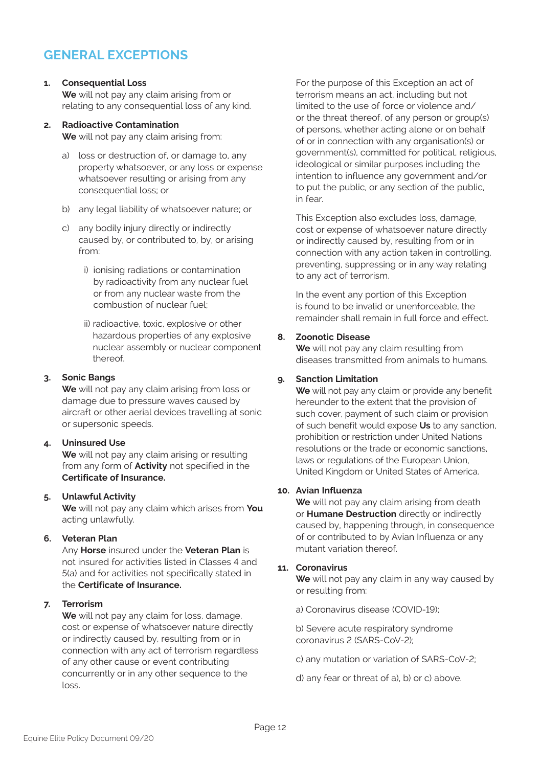# GENERAL EXCEPTIONS

**1. Consequential Loss**
**We** will not pay any claim arising from or relating to any consequential loss of any kind.

**2. Radioactive Contamination**
**We** will not pay any claim arising from:

a) loss or destruction of, or damage to, any property whatsoever, or any loss or expense whatsoever resulting or arising from any consequential loss; or

b) any legal liability of whatsoever nature; or

c) any bodily injury directly or indirectly caused by, or contributed to, by, or arising from:

i) ionising radiations or contamination by radioactivity from any nuclear fuel or from any nuclear waste from the combustion of nuclear fuel;

ii) radioactive, toxic, explosive or other hazardous properties of any explosive nuclear assembly or nuclear component thereof.

**3. Sonic Bangs**
**We** will not pay any claim arising from loss or damage due to pressure waves caused by aircraft or other aerial devices travelling at sonic or supersonic speeds.

**4. Uninsured Use**
**We** will not pay any claim arising or resulting from any form of **Activity** not specified in the **Certificate of Insurance.**

**5. Unlawful Activity**
**We** will not pay any claim which arises from **You** acting unlawfully.

**6. Veteran Plan**
Any **Horse** insured under the **Veteran Plan** is not insured for activities listed in Classes 4 and 5(a) and for activities not specifically stated in the **Certificate of Insurance.**

**7. Terrorism**
**We** will not pay any claim for loss, damage, cost or expense of whatsoever nature directly or indirectly caused by, resulting from or in connection with any act of terrorism regardless of any other cause or event contributing concurrently or in any other sequence to the loss.

For the purpose of this Exception an act of terrorism means an act, including but not limited to the use of force or violence and/or the threat thereof, of any person or group(s) of persons, whether acting alone or on behalf of or in connection with any organisation(s) or government(s), committed for political, religious, ideological or similar purposes including the intention to influence any government and/or to put the public, or any section of the public, in fear.

This Exception also excludes loss, damage, cost or expense of whatsoever nature directly or indirectly caused by, resulting from or in connection with any action taken in controlling, preventing, suppressing or in any way relating to any act of terrorism.

In the event any portion of this Exception is found to be invalid or unenforceable, the remainder shall remain in full force and effect.

**8. Zoonotic Disease**
**We** will not pay any claim resulting from diseases transmitted from animals to humans.

**9. Sanction Limitation**
**We** will not pay any claim or provide any benefit hereunder to the extent that the provision of such cover, payment of such claim or provision of such benefit would expose **Us** to any sanction, prohibition or restriction under United Nations resolutions or the trade or economic sanctions, laws or regulations of the European Union, United Kingdom or United States of America.

**10. Avian Influenza**
**We** will not pay any claim arising from death or **Humane Destruction** directly or indirectly caused by, happening through, in consequence of or contributed to by Avian Influenza or any mutant variation thereof.

**11. Coronavirus**
**We** will not pay any claim in any way caused by or resulting from:

a) Coronavirus disease (COVID-19);

b) Severe acute respiratory syndrome coronavirus 2 (SARS-CoV-2);

c) any mutation or variation of SARS-CoV-2;

d) any fear or threat of a), b) or c) above.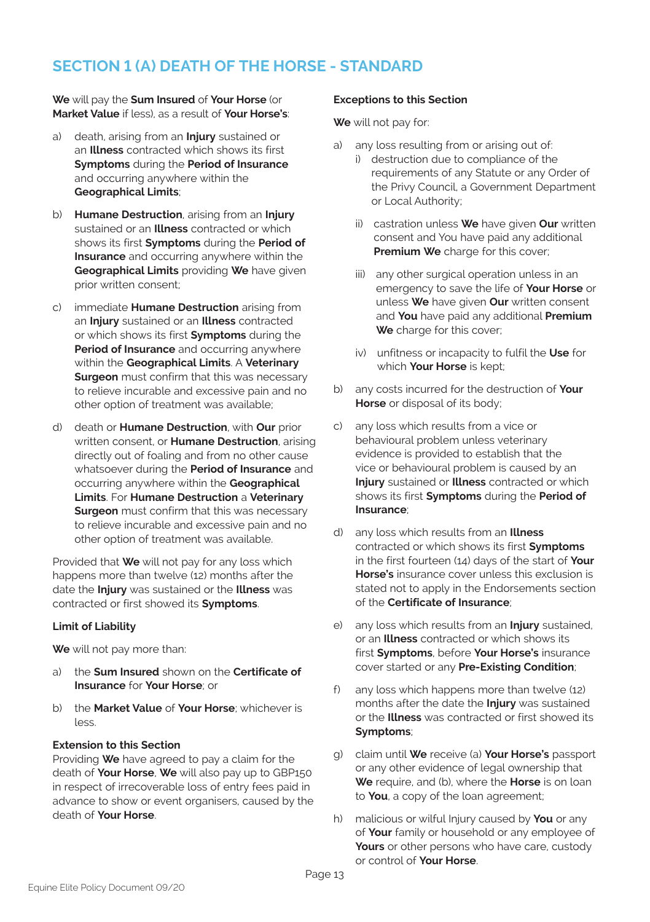## SECTION 1 (A) DEATH OF THE HORSE - STANDARD

**We** will pay the **Sum Insured** of **Your Horse** (or **Market Value** if less), as a result of **Your Horse's**:

a) death, arising from an **Injury** sustained or an **Illness** contracted which shows its first **Symptoms** during the **Period of Insurance** and occurring anywhere within the **Geographical Limits**;

b) **Humane Destruction**, arising from an **Injury** sustained or an **Illness** contracted which shows its first **Symptoms** during the **Period of Insurance** and occurring anywhere within the **Geographical Limits** providing **We** have given prior written consent;

c) immediate **Humane Destruction** arising from an **Injury** sustained or an **Illness** contracted or which shows its first **Symptoms** during the **Period of Insurance** and occurring anywhere within the **Geographical Limits**. A **Veterinary Surgeon** must confirm that this was necessary to relieve incurable and excessive pain and no other option of treatment was available;

d) death or **Humane Destruction**, with **Our** prior written consent, or **Humane Destruction**, arising directly out of foaling and from no other cause whatsoever during the **Period of Insurance** and occurring anywhere within the **Geographical Limits**. For **Humane Destruction** a **Veterinary Surgeon** must confirm that this was necessary to relieve incurable and excessive pain and no other option of treatment was available.

Provided that **We** will not pay for any loss which happens more than twelve (12) months after the date the **Injury** was sustained or the **Illness** was contracted or first showed its **Symptoms**.

### Limit of Liability

**We** will not pay more than:

a) the **Sum Insured** shown on the **Certificate of Insurance** for **Your Horse**; or

b) the **Market Value** of **Your Horse**; whichever is less.

### Extension to this Section

Providing **We** have agreed to pay a claim for the death of **Your Horse**, **We** will also pay up to GBP150 in respect of irrecoverable loss of entry fees paid in advance to show or event organisers, caused by the death of **Your Horse**.

### Exceptions to this Section

**We** will not pay for:

a) any loss resulting from or arising out of:
   i) destruction due to compliance of the requirements of any Statute or any Order of the Privy Council, a Government Department or Local Authority;
   ii) castration unless **We** have given **Our** written consent and You have paid any additional **Premium We** charge for this cover;
   iii) any other surgical operation unless in an emergency to save the life of **Your Horse** or unless **We** have given **Our** written consent and **You** have paid any additional **Premium We** charge for this cover;
   iv) unfitness or incapacity to fulfil the **Use** for which **Your Horse** is kept;

b) any costs incurred for the destruction of **Your Horse** or disposal of its body;

c) any loss which results from a vice or behavioural problem unless veterinary evidence is provided to establish that the vice or behavioural problem is caused by an **Injury** sustained or **Illness** contracted or which shows its first **Symptoms** during the **Period of Insurance**;

d) any loss which results from an **Illness** contracted or which shows its first **Symptoms** in the first fourteen (14) days of the start of **Your Horse's** insurance cover unless this exclusion is stated not to apply in the Endorsements section of the **Certificate of Insurance**;

e) any loss which results from an **Injury** sustained, or an **Illness** contracted or which shows its first **Symptoms**, before **Your Horse's** insurance cover started or any **Pre-Existing Condition**;

f) any loss which happens more than twelve (12) months after the date the **Injury** was sustained or the **Illness** was contracted or first showed its **Symptoms**;

g) claim until **We** receive (a) **Your Horse's** passport or any other evidence of legal ownership that **We** require, and (b), where the **Horse** is on loan to **You**, a copy of the loan agreement;

h) malicious or wilful Injury caused by **You** or any of **Your** family or household or any employee of **Yours** or other persons who have care, custody or control of **Your Horse**.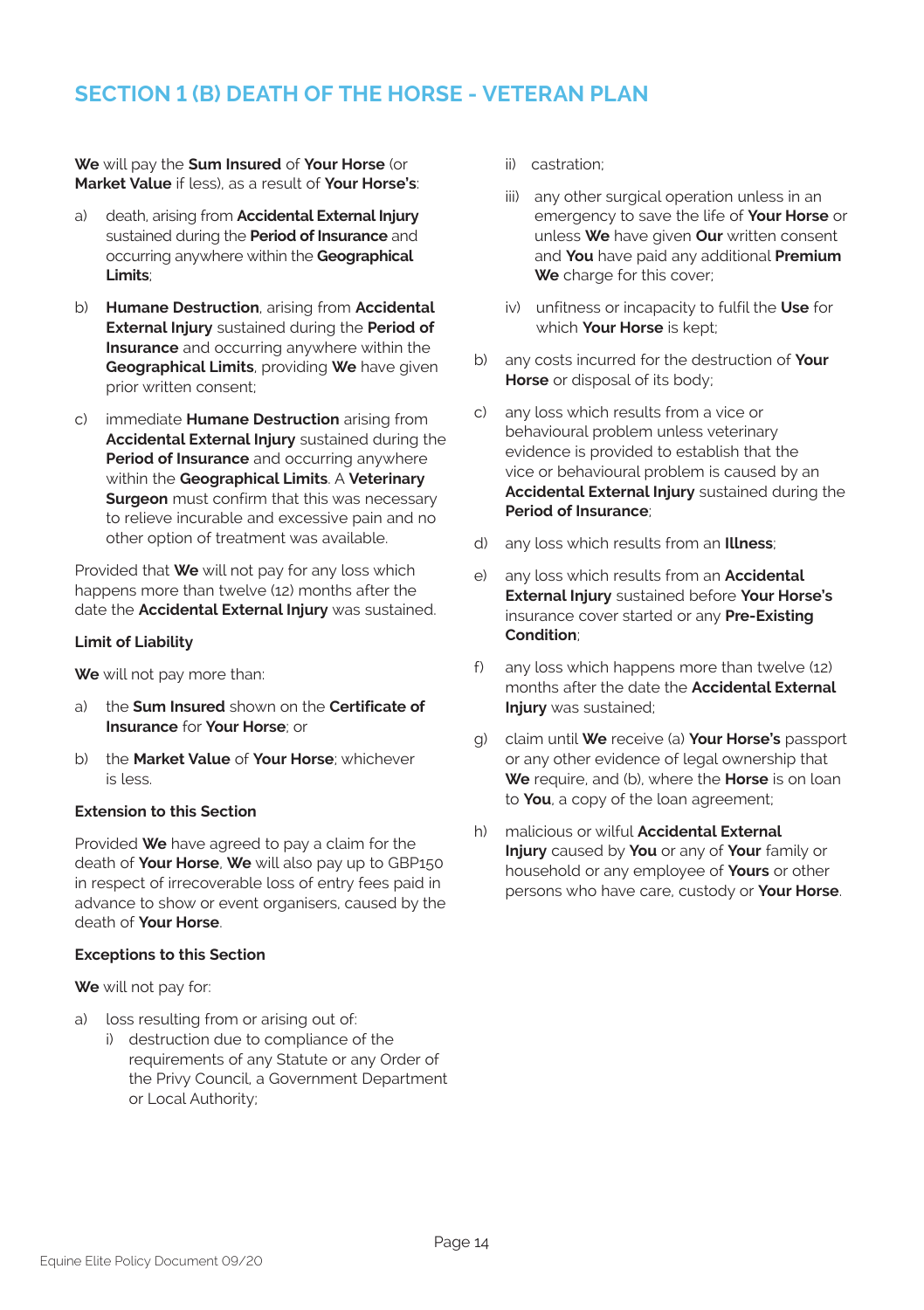## SECTION 1 (B) DEATH OF THE HORSE - VETERAN PLAN

**We** will pay the **Sum Insured** of **Your Horse** (or **Market Value** if less), as a result of **Your Horse's**:

a) death, arising from **Accidental External Injury** sustained during the **Period of Insurance** and occurring anywhere within the **Geographical Limits**;

b) **Humane Destruction**, arising from **Accidental External Injury** sustained during the **Period of Insurance** and occurring anywhere within the **Geographical Limits**, providing **We** have given prior written consent;

c) immediate **Humane Destruction** arising from **Accidental External Injury** sustained during the **Period of Insurance** and occurring anywhere within the **Geographical Limits**. A **Veterinary Surgeon** must confirm that this was necessary to relieve incurable and excessive pain and no other option of treatment was available.

Provided that **We** will not pay for any loss which happens more than twelve (12) months after the date the **Accidental External Injury** was sustained.

**Limit of Liability**

**We** will not pay more than:

a) the **Sum Insured** shown on the **Certificate of Insurance** for **Your Horse**; or

b) the **Market Value** of **Your Horse**; whichever is less.

**Extension to this Section**

Provided **We** have agreed to pay a claim for the death of **Your Horse**, **We** will also pay up to GBP150 in respect of irrecoverable loss of entry fees paid in advance to show or event organisers, caused by the death of **Your Horse**.

**Exceptions to this Section**

**We** will not pay for:

a) loss resulting from or arising out of:
   i) destruction due to compliance of the requirements of any Statute or any Order of the Privy Council, a Government Department or Local Authority;
   ii) castration;
   iii) any other surgical operation unless in an emergency to save the life of **Your Horse** or unless **We** have given **Our** written consent and **You** have paid any additional **Premium** **We** charge for this cover;
   iv) unfitness or incapacity to fulfil the **Use** for which **Your Horse** is kept;

b) any costs incurred for the destruction of **Your Horse** or disposal of its body;

c) any loss which results from a vice or behavioural problem unless veterinary evidence is provided to establish that the vice or behavioural problem is caused by an **Accidental External Injury** sustained during the **Period of Insurance**;

d) any loss which results from an **Illness**;

e) any loss which results from an **Accidental External Injury** sustained before **Your Horse's** insurance cover started or any **Pre-Existing Condition**;

f) any loss which happens more than twelve (12) months after the date the **Accidental External Injury** was sustained;

g) claim until **We** receive (a) **Your Horse's** passport or any other evidence of legal ownership that **We** require, and (b), where the **Horse** is on loan to **You**, a copy of the loan agreement;

h) malicious or wilful **Accidental External Injury** caused by **You** or any of **Your** family or household or any employee of **Yours** or other persons who have care, custody or **Your Horse**.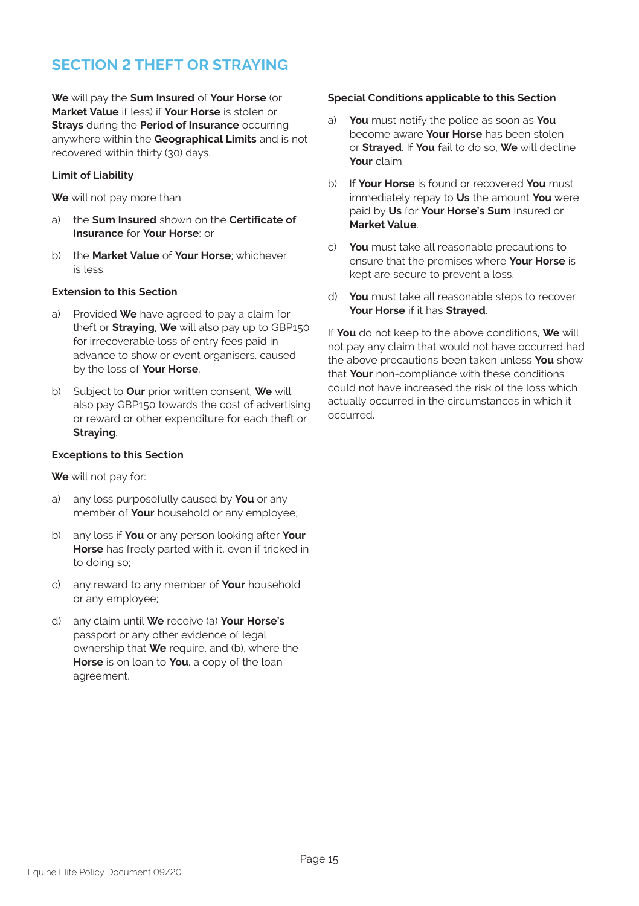## SECTION 2 THEFT OR STRAYING

**We** will pay the **Sum Insured** of **Your Horse** (or **Market Value** if less) if **Your Horse** is stolen or **Strays** during the **Period of Insurance** occurring anywhere within the **Geographical Limits** and is not recovered within thirty (30) days.

### Limit of Liability

**We** will not pay more than:

a) the **Sum Insured** shown on the **Certificate of Insurance** for **Your Horse**; or

b) the **Market Value** of **Your Horse**; whichever is less.

### Extension to this Section

a) Provided **We** have agreed to pay a claim for theft or **Straying**, **We** will also pay up to GBP150 for irrecoverable loss of entry fees paid in advance to show or event organisers, caused by the loss of **Your Horse**.

b) Subject to **Our** prior written consent, **We** will also pay GBP150 towards the cost of advertising or reward or other expenditure for each theft or **Straying**.

### Exceptions to this Section

**We** will not pay for:

a) any loss purposefully caused by **You** or any member of **Your** household or any employee;

b) any loss if **You** or any person looking after **Your Horse** has freely parted with it, even if tricked in to doing so;

c) any reward to any member of **Your** household or any employee;

d) any claim until **We** receive (a) **Your Horse's** passport or any other evidence of legal ownership that **We** require, and (b), where the **Horse** is on loan to **You**, a copy of the loan agreement.

### Special Conditions applicable to this Section

a) **You** must notify the police as soon as **You** become aware **Your Horse** has been stolen or **Strayed**. If **You** fail to do so, **We** will decline **Your** claim.

b) If **Your Horse** is found or recovered **You** must immediately repay to **Us** the amount **You** were paid by **Us** for **Your Horse's Sum** Insured or **Market Value**.

c) **You** must take all reasonable precautions to ensure that the premises where **Your Horse** is kept are secure to prevent a loss.

d) **You** must take all reasonable steps to recover **Your Horse** if it has **Strayed**.

If **You** do not keep to the above conditions, **We** will not pay any claim that would not have occurred had the above precautions been taken unless **You** show that **Your** non-compliance with these conditions could not have increased the risk of the loss which actually occurred in the circumstances in which it occurred.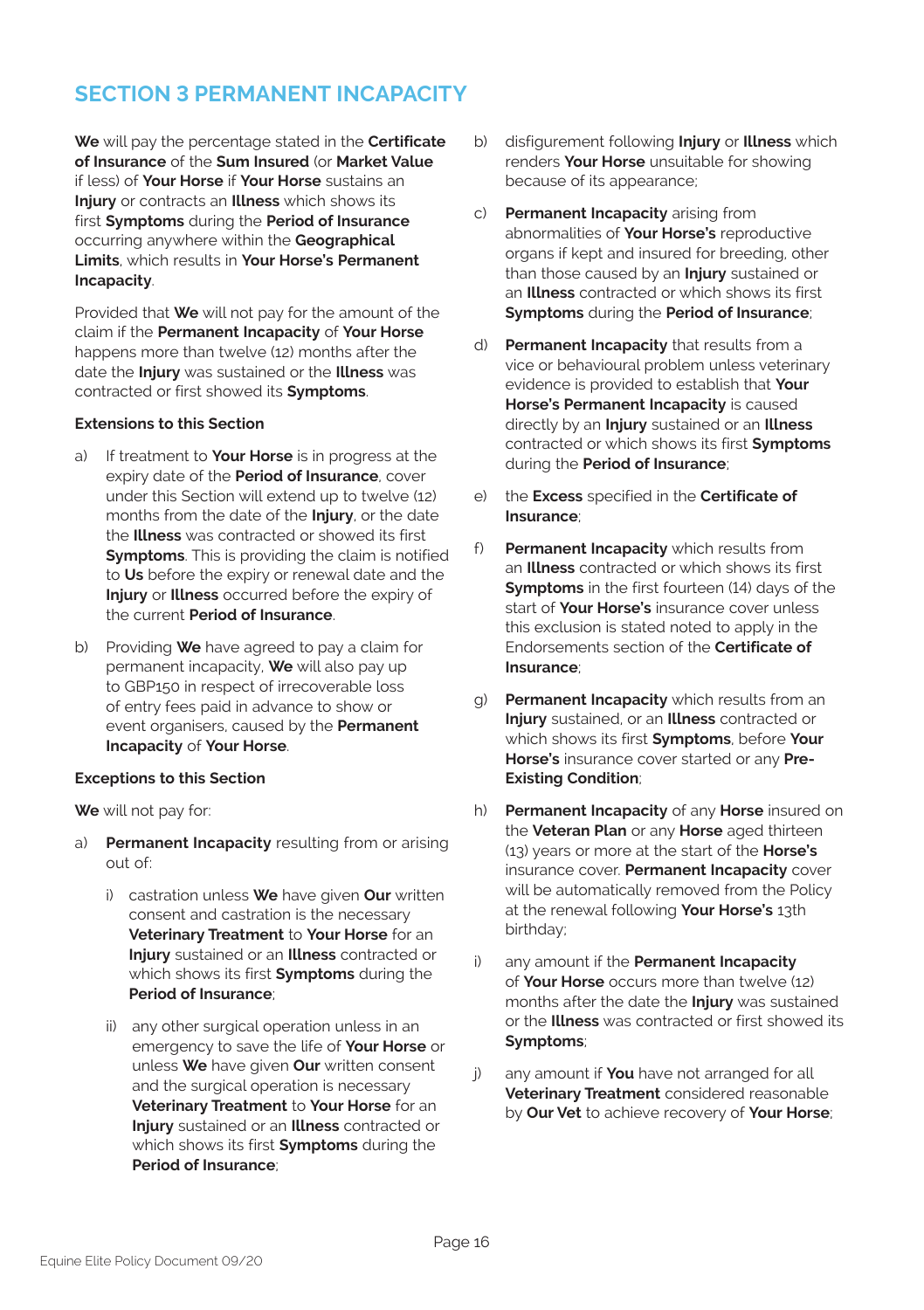## SECTION 3 PERMANENT INCAPACITY

**We** will pay the percentage stated in the **Certificate of Insurance** of the **Sum Insured** (or **Market Value** if less) of **Your Horse** if **Your Horse** sustains an **Injury** or contracts an **Illness** which shows its first **Symptoms** during the **Period of Insurance** occurring anywhere within the **Geographical Limits**, which results in **Your Horse's Permanent Incapacity**.

Provided that **We** will not pay for the amount of the claim if the **Permanent Incapacity** of **Your Horse** happens more than twelve (12) months after the date the **Injury** was sustained or the **Illness** was contracted or first showed its **Symptoms**.

**Extensions to this Section**

a) If treatment to **Your Horse** is in progress at the expiry date of the **Period of Insurance**, cover under this Section will extend up to twelve (12) months from the date of the **Injury**, or the date the **Illness** was contracted or showed its first **Symptoms**. This is providing the claim is notified to **Us** before the expiry or renewal date and the **Injury** or **Illness** occurred before the expiry of the current **Period of Insurance**.

b) Providing **We** have agreed to pay a claim for permanent incapacity, **We** will also pay up to GBP150 in respect of irrecoverable loss of entry fees paid in advance to show or event organisers, caused by the **Permanent Incapacity** of **Your Horse**.

**Exceptions to this Section**

**We** will not pay for:

a) **Permanent Incapacity** resulting from or arising out of:

   i) castration unless **We** have given **Our** written consent and castration is the necessary **Veterinary Treatment** to **Your Horse** for an **Injury** sustained or an **Illness** contracted or which shows its first **Symptoms** during the **Period of Insurance**;

   ii) any other surgical operation unless in an emergency to save the life of **Your Horse** or unless **We** have given **Our** written consent and the surgical operation is necessary **Veterinary Treatment** to **Your Horse** for an **Injury** sustained or an **Illness** contracted or which shows its first **Symptoms** during the **Period of Insurance**;

b) disfigurement following **Injury** or **Illness** which renders **Your Horse** unsuitable for showing because of its appearance;

c) **Permanent Incapacity** arising from abnormalities of **Your Horse's** reproductive organs if kept and insured for breeding, other than those caused by an **Injury** sustained or an **Illness** contracted or which shows its first **Symptoms** during the **Period of Insurance**;

d) **Permanent Incapacity** that results from a vice or behavioural problem unless veterinary evidence is provided to establish that **Your Horse's Permanent Incapacity** is caused directly by an **Injury** sustained or an **Illness** contracted or which shows its first **Symptoms** during the **Period of Insurance**;

e) the **Excess** specified in the **Certificate of Insurance**;

f) **Permanent Incapacity** which results from an **Illness** contracted or which shows its first **Symptoms** in the first fourteen (14) days of the start of **Your Horse's** insurance cover unless this exclusion is stated noted to apply in the Endorsements section of the **Certificate of Insurance**;

g) **Permanent Incapacity** which results from an **Injury** sustained, or an **Illness** contracted or which shows its first **Symptoms**, before **Your Horse's** insurance cover started or any **Pre-Existing Condition**;

h) **Permanent Incapacity** of any **Horse** insured on the **Veteran Plan** or any **Horse** aged thirteen (13) years or more at the start of the **Horse's** insurance cover. **Permanent Incapacity** cover will be automatically removed from the Policy at the renewal following **Your Horse's** 13th birthday;

i) any amount if the **Permanent Incapacity** of **Your Horse** occurs more than twelve (12) months after the date the **Injury** was sustained or the **Illness** was contracted or first showed its **Symptoms**;

j) any amount if **You** have not arranged for all **Veterinary Treatment** considered reasonable by **Our Vet** to achieve recovery of **Your Horse**;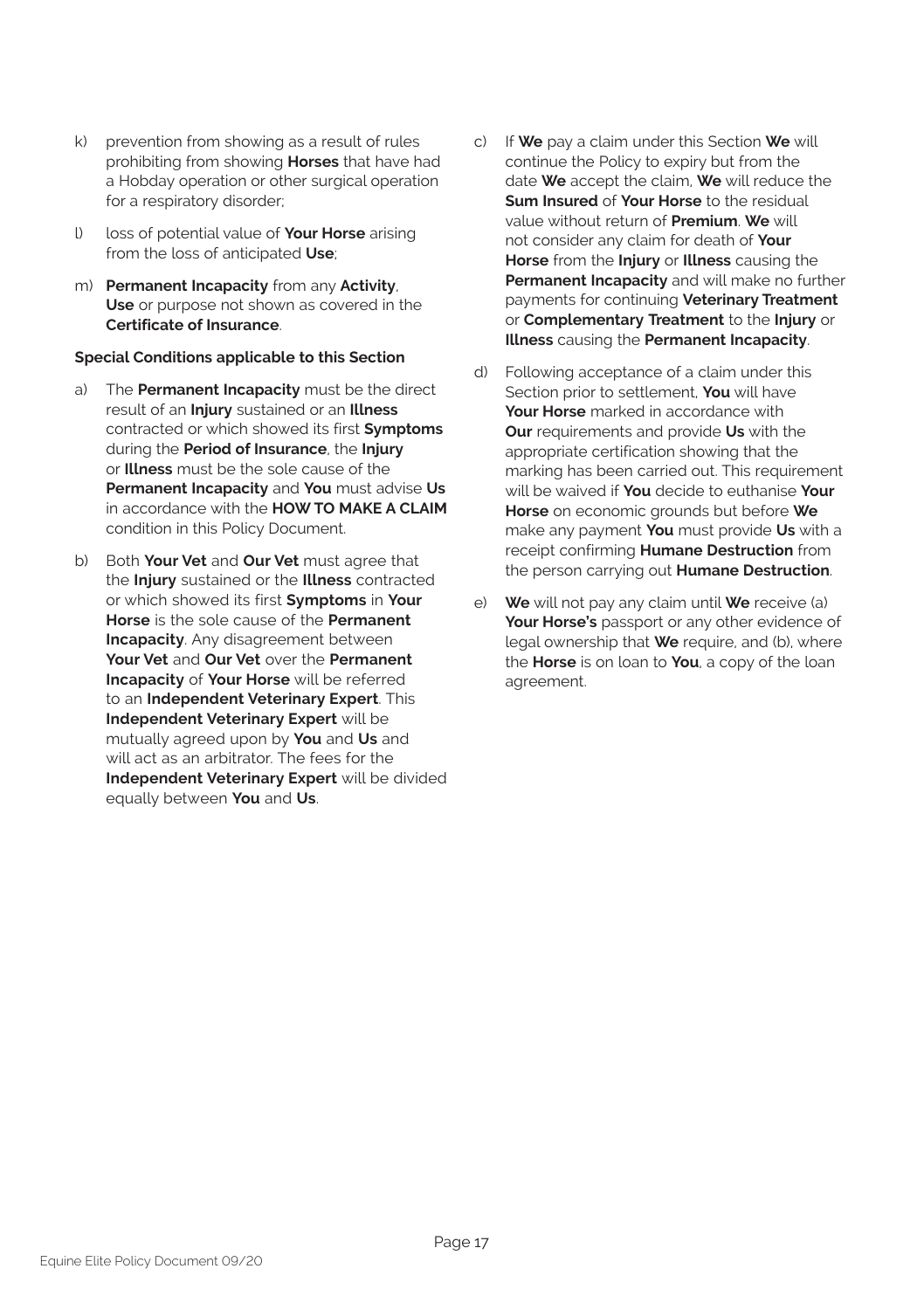k) prevention from showing as a result of rules prohibiting from showing **Horses** that have had a Hobday operation or other surgical operation for a respiratory disorder;

l) loss of potential value of **Your Horse** arising from the loss of anticipated **Use**;

m) **Permanent Incapacity** from any **Activity**, **Use** or purpose not shown as covered in the **Certificate of Insurance**.

**Special Conditions applicable to this Section**

a) The **Permanent Incapacity** must be the direct result of an **Injury** sustained or an **Illness** contracted or which showed its first **Symptoms** during the **Period of Insurance**, the **Injury** or **Illness** must be the sole cause of the **Permanent Incapacity** and **You** must advise **Us** in accordance with the **HOW TO MAKE A CLAIM** condition in this Policy Document.

b) Both **Your Vet** and **Our Vet** must agree that the **Injury** sustained or the **Illness** contracted or which showed its first **Symptoms** in **Your Horse** is the sole cause of the **Permanent Incapacity**. Any disagreement between **Your Vet** and **Our Vet** over the **Permanent Incapacity** of **Your Horse** will be referred to an **Independent Veterinary Expert**. This **Independent Veterinary Expert** will be mutually agreed upon by **You** and **Us** and will act as an arbitrator. The fees for the **Independent Veterinary Expert** will be divided equally between **You** and **Us**.

c) If **We** pay a claim under this Section **We** will continue the Policy to expiry but from the date **We** accept the claim, **We** will reduce the **Sum Insured** of **Your Horse** to the residual value without return of **Premium**. **We** will not consider any claim for death of **Your Horse** from the **Injury** or **Illness** causing the **Permanent Incapacity** and will make no further payments for continuing **Veterinary Treatment** or **Complementary Treatment** to the **Injury** or **Illness** causing the **Permanent Incapacity**.

d) Following acceptance of a claim under this Section prior to settlement, **You** will have **Your Horse** marked in accordance with **Our** requirements and provide **Us** with the appropriate certification showing that the marking has been carried out. This requirement will be waived if **You** decide to euthanise **Your Horse** on economic grounds but before **We** make any payment **You** must provide **Us** with a receipt confirming **Humane Destruction** from the person carrying out **Humane Destruction**.

e) **We** will not pay any claim until **We** receive (a) **Your Horse's** passport or any other evidence of legal ownership that **We** require, and (b), where the **Horse** is on loan to **You**, a copy of the loan agreement.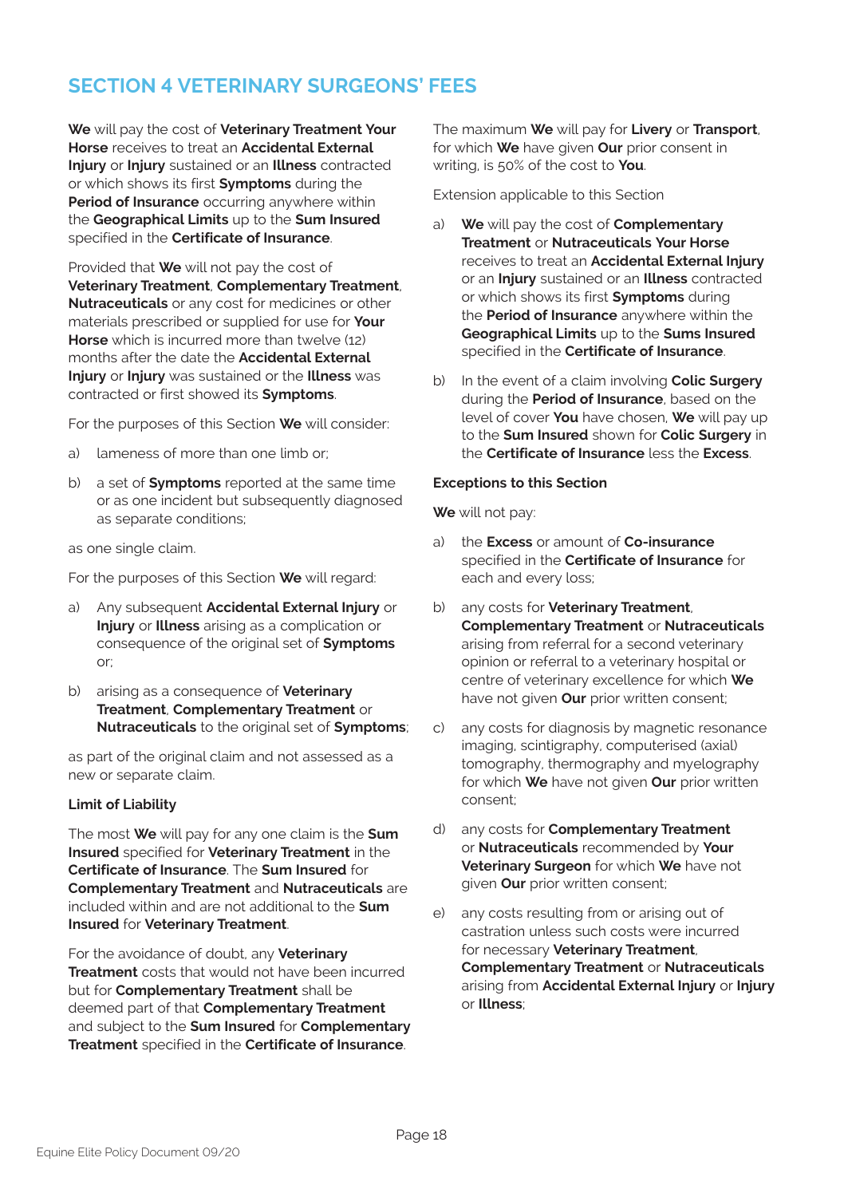## SECTION 4 VETERINARY SURGEONS' FEES

**We** will pay the cost of **Veterinary Treatment Your Horse** receives to treat an **Accidental External Injury** or **Injury** sustained or an **Illness** contracted or which shows its first **Symptoms** during the **Period of Insurance** occurring anywhere within the **Geographical Limits** up to the **Sum Insured** specified in the **Certificate of Insurance**.

Provided that **We** will not pay the cost of **Veterinary Treatment**, **Complementary Treatment**, **Nutraceuticals** or any cost for medicines or other materials prescribed or supplied for use for **Your Horse** which is incurred more than twelve (12) months after the date the **Accidental External Injury** or **Injury** was sustained or the **Illness** was contracted or first showed its **Symptoms**.

For the purposes of this Section **We** will consider:

a) lameness of more than one limb or;

b) a set of **Symptoms** reported at the same time or as one incident but subsequently diagnosed as separate conditions;

as one single claim.

For the purposes of this Section **We** will regard:

a) Any subsequent **Accidental External Injury** or **Injury** or **Illness** arising as a complication or consequence of the original set of **Symptoms** or;

b) arising as a consequence of **Veterinary Treatment**, **Complementary Treatment** or **Nutraceuticals** to the original set of **Symptoms**;

as part of the original claim and not assessed as a new or separate claim.

**Limit of Liability**

The most **We** will pay for any one claim is the **Sum Insured** specified for **Veterinary Treatment** in the **Certificate of Insurance**. The **Sum Insured** for **Complementary Treatment** and **Nutraceuticals** are included within and are not additional to the **Sum Insured** for **Veterinary Treatment**.

For the avoidance of doubt, any **Veterinary Treatment** costs that would not have been incurred but for **Complementary Treatment** shall be deemed part of that **Complementary Treatment** and subject to the **Sum Insured** for **Complementary Treatment** specified in the **Certificate of Insurance**.

The maximum **We** will pay for **Livery** or **Transport**, for which **We** have given **Our** prior consent in writing, is 50% of the cost to **You**.

Extension applicable to this Section

a) **We** will pay the cost of **Complementary Treatment** or **Nutraceuticals Your Horse** receives to treat an **Accidental External Injury** or an **Injury** sustained or an **Illness** contracted or which shows its first **Symptoms** during the **Period of Insurance** anywhere within the **Geographical Limits** up to the **Sums Insured** specified in the **Certificate of Insurance**.

b) In the event of a claim involving **Colic Surgery** during the **Period of Insurance**, based on the level of cover **You** have chosen, **We** will pay up to the **Sum Insured** shown for **Colic Surgery** in the **Certificate of Insurance** less the **Excess**.

**Exceptions to this Section**

**We** will not pay:

a) the **Excess** or amount of **Co-insurance** specified in the **Certificate of Insurance** for each and every loss;

b) any costs for **Veterinary Treatment**, **Complementary Treatment** or **Nutraceuticals** arising from referral for a second veterinary opinion or referral to a veterinary hospital or centre of veterinary excellence for which **We** have not given **Our** prior written consent;

c) any costs for diagnosis by magnetic resonance imaging, scintigraphy, computerised (axial) tomography, thermography and myelography for which **We** have not given **Our** prior written consent;

d) any costs for **Complementary Treatment** or **Nutraceuticals** recommended by **Your Veterinary Surgeon** for which **We** have not given **Our** prior written consent;

e) any costs resulting from or arising out of castration unless such costs were incurred for necessary **Veterinary Treatment**, **Complementary Treatment** or **Nutraceuticals** arising from **Accidental External Injury** or **Injury** or **Illness**;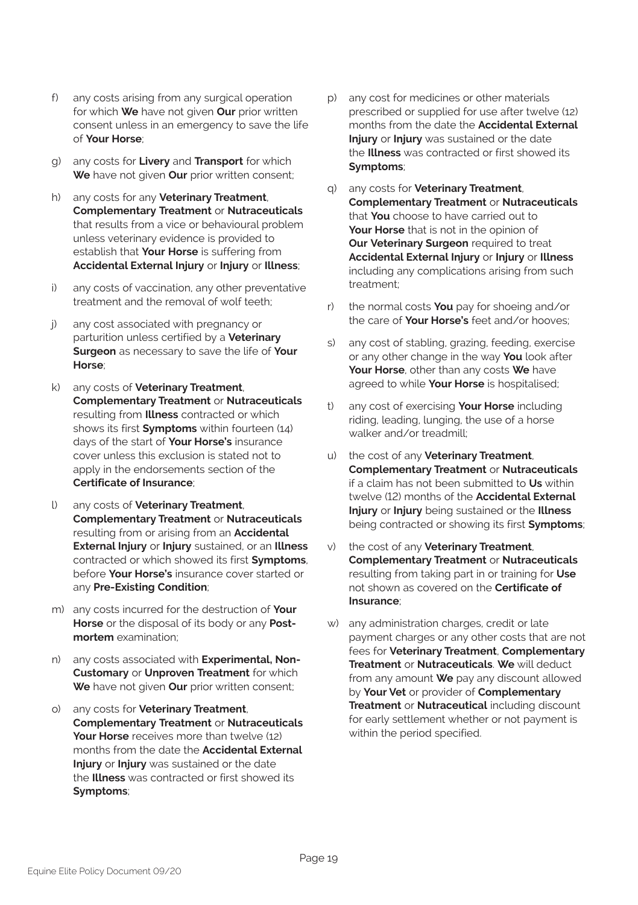f) any costs arising from any surgical operation for which **We** have not given **Our** prior written consent unless in an emergency to save the life of **Your Horse**;

g) any costs for **Livery** and **Transport** for which **We** have not given **Our** prior written consent;

h) any costs for any **Veterinary Treatment**, **Complementary Treatment** or **Nutraceuticals** that results from a vice or behavioural problem unless veterinary evidence is provided to establish that **Your Horse** is suffering from **Accidental External Injury** or **Injury** or **Illness**;

i) any costs of vaccination, any other preventative treatment and the removal of wolf teeth;

j) any cost associated with pregnancy or parturition unless certified by a **Veterinary Surgeon** as necessary to save the life of **Your Horse**;

k) any costs of **Veterinary Treatment**, **Complementary Treatment** or **Nutraceuticals** resulting from **Illness** contracted or which shows its first **Symptoms** within fourteen (14) days of the start of **Your Horse's** insurance cover unless this exclusion is stated not to apply in the endorsements section of the **Certificate of Insurance**;

l) any costs of **Veterinary Treatment**, **Complementary Treatment** or **Nutraceuticals** resulting from or arising from an **Accidental External Injury** or **Injury** sustained, or an **Illness** contracted or which showed its first **Symptoms**, before **Your Horse's** insurance cover started or any **Pre-Existing Condition**;

m) any costs incurred for the destruction of **Your Horse** or the disposal of its body or any **Post-mortem** examination;

n) any costs associated with **Experimental, Non-Customary** or **Unproven Treatment** for which **We** have not given **Our** prior written consent;

o) any costs for **Veterinary Treatment**, **Complementary Treatment** or **Nutraceuticals** **Your Horse** receives more than twelve (12) months from the date the **Accidental External Injury** or **Injury** was sustained or the date the **Illness** was contracted or first showed its **Symptoms**;

p) any cost for medicines or other materials prescribed or supplied for use after twelve (12) months from the date the **Accidental External Injury** or **Injury** was sustained or the date the **Illness** was contracted or first showed its **Symptoms**;

q) any costs for **Veterinary Treatment**, **Complementary Treatment** or **Nutraceuticals** that **You** choose to have carried out to **Your Horse** that is not in the opinion of **Our Veterinary Surgeon** required to treat **Accidental External Injury** or **Injury** or **Illness** including any complications arising from such treatment;

r) the normal costs **You** pay for shoeing and/or the care of **Your Horse's** feet and/or hooves;

s) any cost of stabling, grazing, feeding, exercise or any other change in the way **You** look after **Your Horse**, other than any costs **We** have agreed to while **Your Horse** is hospitalised;

t) any cost of exercising **Your Horse** including riding, leading, lunging, the use of a horse walker and/or treadmill;

u) the cost of any **Veterinary Treatment**, **Complementary Treatment** or **Nutraceuticals** if a claim has not been submitted to **Us** within twelve (12) months of the **Accidental External Injury** or **Injury** being sustained or the **Illness** being contracted or showing its first **Symptoms**;

v) the cost of any **Veterinary Treatment**, **Complementary Treatment** or **Nutraceuticals** resulting from taking part in or training for **Use** not shown as covered on the **Certificate of Insurance**;

w) any administration charges, credit or late payment charges or any other costs that are not fees for **Veterinary Treatment**, **Complementary Treatment** or **Nutraceuticals**. **We** will deduct from any amount **We** pay any discount allowed by **Your Vet** or provider of **Complementary Treatment** or **Nutraceutical** including discount for early settlement whether or not payment is within the period specified.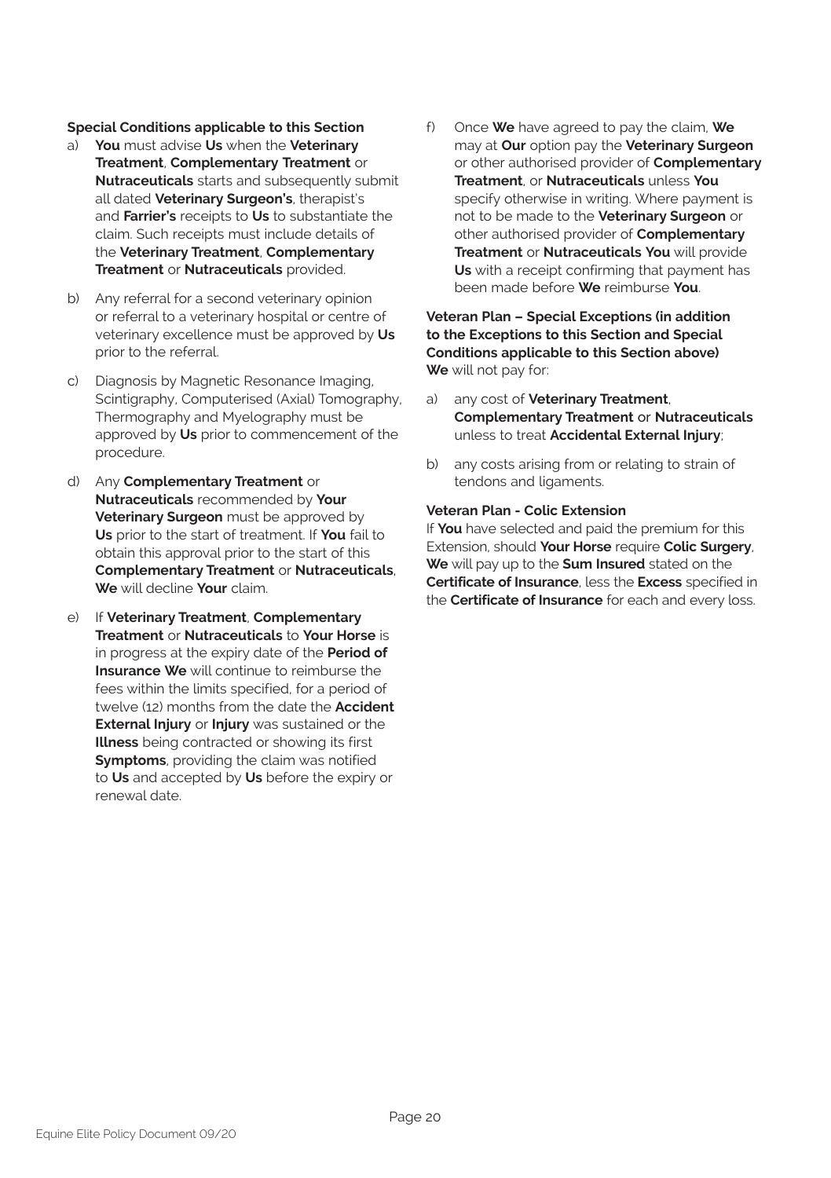**Special Conditions applicable to this Section**

a) **You** must advise **Us** when the **Veterinary Treatment**, **Complementary Treatment** or **Nutraceuticals** starts and subsequently submit all dated **Veterinary Surgeon's**, therapist's and **Farrier's** receipts to **Us** to substantiate the claim. Such receipts must include details of the **Veterinary Treatment**, **Complementary Treatment** or **Nutraceuticals** provided.

b) Any referral for a second veterinary opinion or referral to a veterinary hospital or centre of veterinary excellence must be approved by **Us** prior to the referral.

c) Diagnosis by Magnetic Resonance Imaging, Scintigraphy, Computerised (Axial) Tomography, Thermography and Myelography must be approved by **Us** prior to commencement of the procedure.

d) Any **Complementary Treatment** or **Nutraceuticals** recommended by **Your Veterinary Surgeon** must be approved by **Us** prior to the start of treatment. If **You** fail to obtain this approval prior to the start of this **Complementary Treatment** or **Nutraceuticals**, **We** will decline **Your** claim.

e) If **Veterinary Treatment**, **Complementary Treatment** or **Nutraceuticals** to **Your Horse** is in progress at the expiry date of the **Period of Insurance We** will continue to reimburse the fees within the limits specified, for a period of twelve (12) months from the date the **Accident External Injury** or **Injury** was sustained or the **Illness** being contracted or showing its first **Symptoms**, providing the claim was notified to **Us** and accepted by **Us** before the expiry or renewal date.

f) Once **We** have agreed to pay the claim, **We** may at **Our** option pay the **Veterinary Surgeon** or other authorised provider of **Complementary Treatment**, or **Nutraceuticals** unless **You** specify otherwise in writing. Where payment is not to be made to the **Veterinary Surgeon** or other authorised provider of **Complementary Treatment** or **Nutraceuticals You** will provide **Us** with a receipt confirming that payment has been made before **We** reimburse **You**.

**Veteran Plan – Special Exceptions (in addition to the Exceptions to this Section and Special Conditions applicable to this Section above)**

**We** will not pay for:

a) any cost of **Veterinary Treatment**, **Complementary Treatment** or **Nutraceuticals** unless to treat **Accidental External Injury**;

b) any costs arising from or relating to strain of tendons and ligaments.

**Veteran Plan - Colic Extension**

If **You** have selected and paid the premium for this Extension, should **Your Horse** require **Colic Surgery**, **We** will pay up to the **Sum Insured** stated on the **Certificate of Insurance**, less the **Excess** specified in the **Certificate of Insurance** for each and every loss.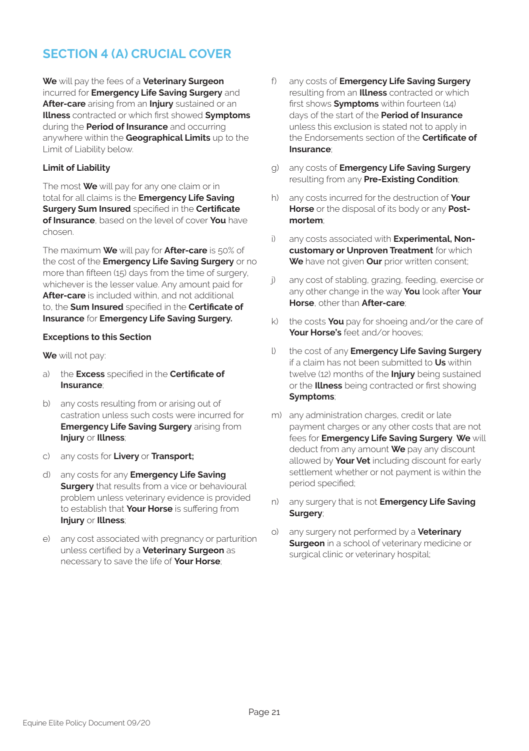## SECTION 4 (A) CRUCIAL COVER

**We** will pay the fees of a **Veterinary Surgeon** incurred for **Emergency Life Saving Surgery** and **After-care** arising from an **Injury** sustained or an **Illness** contracted or which first showed **Symptoms** during the **Period of Insurance** and occurring anywhere within the **Geographical Limits** up to the Limit of Liability below.

**Limit of Liability**

The most **We** will pay for any one claim or in total for all claims is the **Emergency Life Saving Surgery Sum Insured** specified in the **Certificate of Insurance**, based on the level of cover **You** have chosen.

The maximum **We** will pay for **After-care** is 50% of the cost of the **Emergency Life Saving Surgery** or no more than fifteen (15) days from the time of surgery, whichever is the lesser value. Any amount paid for **After-care** is included within, and not additional to, the **Sum Insured** specified in the **Certificate of Insurance** for **Emergency Life Saving Surgery.**

**Exceptions to this Section**

**We** will not pay:

a) the **Excess** specified in the **Certificate of Insurance**;

b) any costs resulting from or arising out of castration unless such costs were incurred for **Emergency Life Saving Surgery** arising from **Injury** or **Illness**;

c) any costs for **Livery** or **Transport;**

d) any costs for any **Emergency Life Saving Surgery** that results from a vice or behavioural problem unless veterinary evidence is provided to establish that **Your Horse** is suffering from **Injury** or **Illness**;

e) any cost associated with pregnancy or parturition unless certified by a **Veterinary Surgeon** as necessary to save the life of **Your Horse**;

f) any costs of **Emergency Life Saving Surgery** resulting from an **Illness** contracted or which first shows **Symptoms** within fourteen (14) days of the start of the **Period of Insurance** unless this exclusion is stated not to apply in the Endorsements section of the **Certificate of Insurance**;

g) any costs of **Emergency Life Saving Surgery** resulting from any **Pre-Existing Condition**;

h) any costs incurred for the destruction of **Your Horse** or the disposal of its body or any **Post-mortem**;

i) any costs associated with **Experimental, Non-customary or Unproven Treatment** for which **We** have not given **Our** prior written consent;

j) any cost of stabling, grazing, feeding, exercise or any other change in the way **You** look after **Your Horse**, other than **After-care**;

k) the costs **You** pay for shoeing and/or the care of **Your Horse's** feet and/or hooves;

l) the cost of any **Emergency Life Saving Surgery** if a claim has not been submitted to **Us** within twelve (12) months of the **Injury** being sustained or the **Illness** being contracted or first showing **Symptoms**;

m) any administration charges, credit or late payment charges or any other costs that are not fees for **Emergency Life Saving Surgery**. **We** will deduct from any amount **We** pay any discount allowed by **Your Vet** including discount for early settlement whether or not payment is within the period specified;

n) any surgery that is not **Emergency Life Saving Surgery**;

o) any surgery not performed by a **Veterinary Surgeon** in a school of veterinary medicine or surgical clinic or veterinary hospital;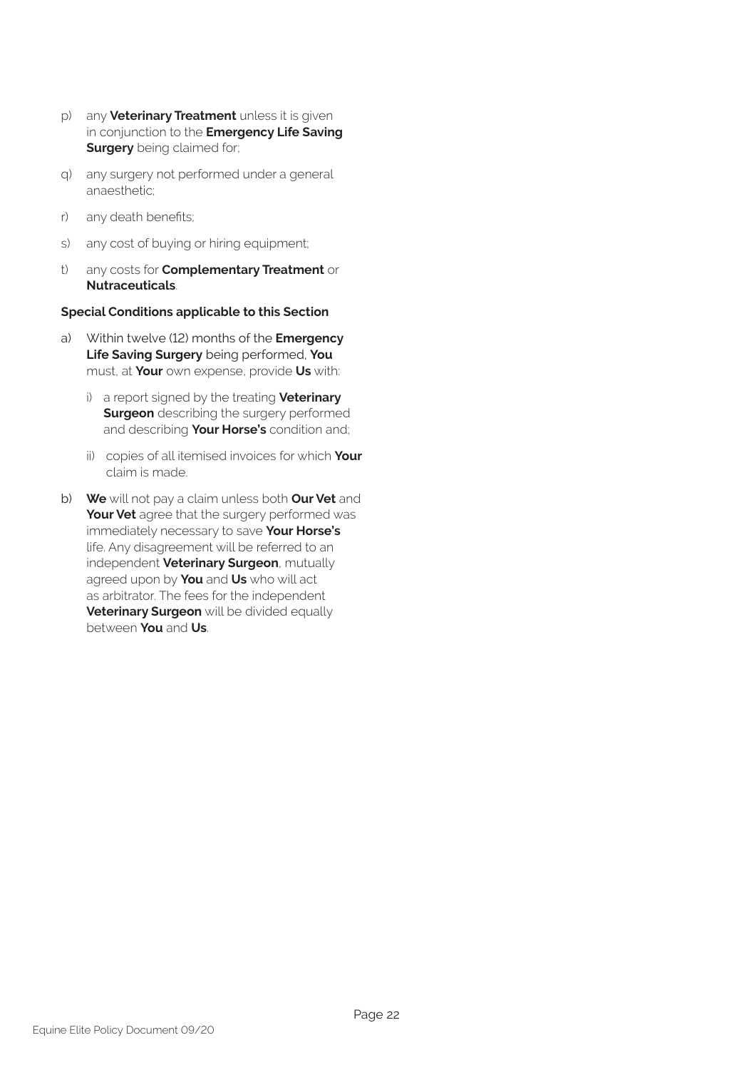p) any **Veterinary Treatment** unless it is given in conjunction to the **Emergency Life Saving Surgery** being claimed for;

q) any surgery not performed under a general anaesthetic;

r) any death benefits;

s) any cost of buying or hiring equipment;

t) any costs for **Complementary Treatment** or **Nutraceuticals**.

**Special Conditions applicable to this Section**

a) Within twelve (12) months of the **Emergency Life Saving Surgery** being performed, **You** must, at **Your** own expense, provide **Us** with:

   i) a report signed by the treating **Veterinary Surgeon** describing the surgery performed and describing **Your Horse's** condition and;

   ii) copies of all itemised invoices for which **Your** claim is made.

b) **We** will not pay a claim unless both **Our Vet** and **Your Vet** agree that the surgery performed was immediately necessary to save **Your Horse's** life. Any disagreement will be referred to an independent **Veterinary Surgeon**, mutually agreed upon by **You** and **Us** who will act as arbitrator. The fees for the independent **Veterinary Surgeon** will be divided equally between **You** and **Us**.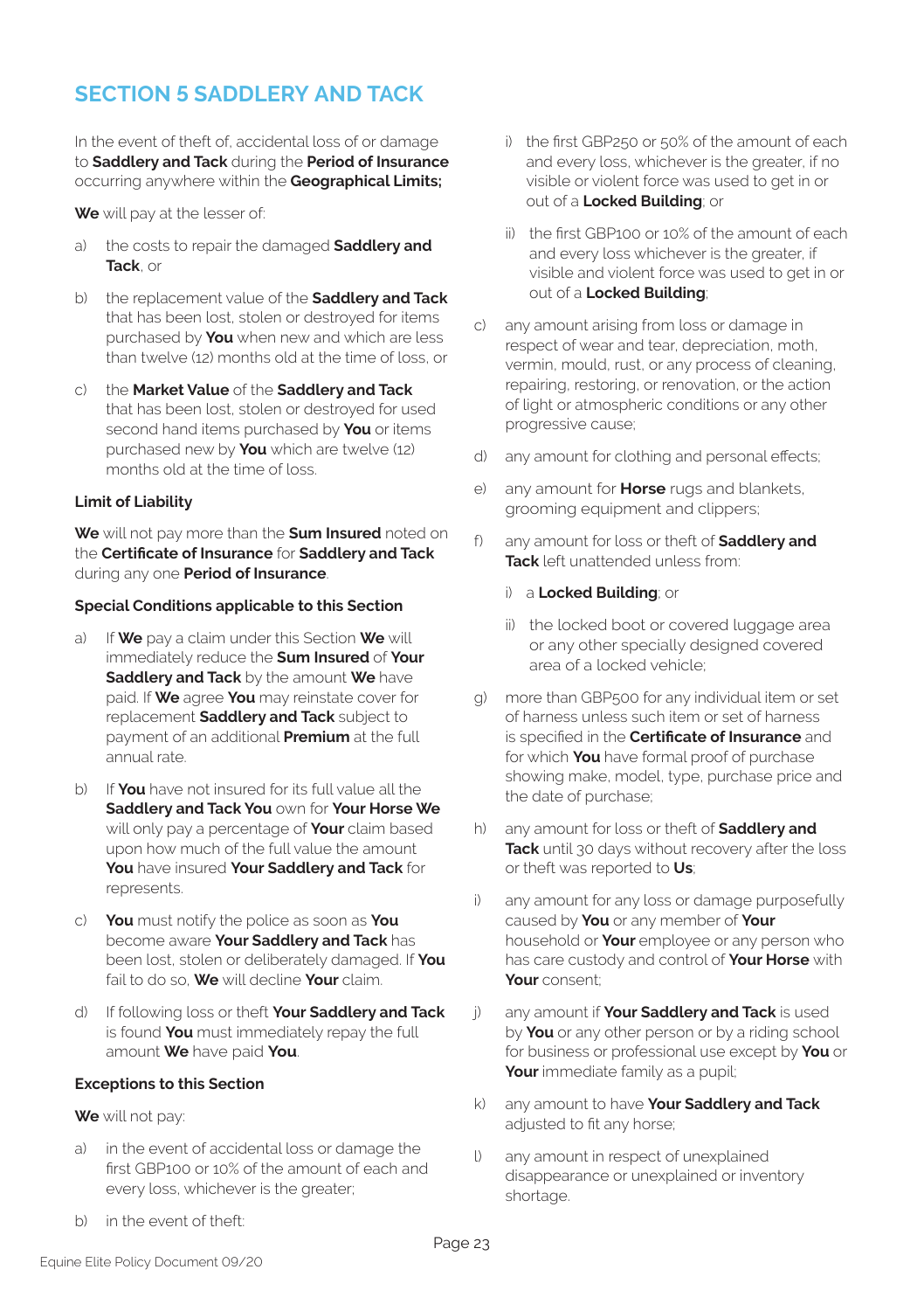# SECTION 5 SADDLERY AND TACK

In the event of theft of, accidental loss of or damage to **Saddlery and Tack** during the **Period of Insurance** occurring anywhere within the **Geographical Limits;**

**We** will pay at the lesser of:

a) the costs to repair the damaged **Saddlery and Tack**, or

b) the replacement value of the **Saddlery and Tack** that has been lost, stolen or destroyed for items purchased by **You** when new and which are less than twelve (12) months old at the time of loss, or

c) the **Market Value** of the **Saddlery and Tack** that has been lost, stolen or destroyed for used second hand items purchased by **You** or items purchased new by **You** which are twelve (12) months old at the time of loss.

**Limit of Liability**

**We** will not pay more than the **Sum Insured** noted on the **Certificate of Insurance** for **Saddlery and Tack** during any one **Period of Insurance**.

**Special Conditions applicable to this Section**

a) If **We** pay a claim under this Section **We** will immediately reduce the **Sum Insured** of **Your Saddlery and Tack** by the amount **We** have paid. If **We** agree **You** may reinstate cover for replacement **Saddlery and Tack** subject to payment of an additional **Premium** at the full annual rate.

b) If **You** have not insured for its full value all the **Saddlery and Tack You** own for **Your Horse We** will only pay a percentage of **Your** claim based upon how much of the full value the amount **You** have insured **Your Saddlery and Tack** for represents.

c) **You** must notify the police as soon as **You** become aware **Your Saddlery and Tack** has been lost, stolen or deliberately damaged. If **You** fail to do so, **We** will decline **Your** claim.

d) If following loss or theft **Your Saddlery and Tack** is found **You** must immediately repay the full amount **We** have paid **You**.

**Exceptions to this Section**

**We** will not pay:

a) in the event of accidental loss or damage the first GBP100 or 10% of the amount of each and every loss, whichever is the greater;

b) in the event of theft:

   i) the first GBP250 or 50% of the amount of each and every loss, whichever is the greater, if no visible or violent force was used to get in or out of a **Locked Building**; or

   ii) the first GBP100 or 10% of the amount of each and every loss whichever is the greater, if visible and violent force was used to get in or out of a **Locked Building**;

c) any amount arising from loss or damage in respect of wear and tear, depreciation, moth, vermin, mould, rust, or any process of cleaning, repairing, restoring, or renovation, or the action of light or atmospheric conditions or any other progressive cause;

d) any amount for clothing and personal effects;

e) any amount for **Horse** rugs and blankets, grooming equipment and clippers;

f) any amount for loss or theft of **Saddlery and Tack** left unattended unless from:

   i) a **Locked Building**; or

   ii) the locked boot or covered luggage area or any other specially designed covered area of a locked vehicle;

g) more than GBP500 for any individual item or set of harness unless such item or set of harness is specified in the **Certificate of Insurance** and for which **You** have formal proof of purchase showing make, model, type, purchase price and the date of purchase;

h) any amount for loss or theft of **Saddlery and Tack** until 30 days without recovery after the loss or theft was reported to **Us**;

i) any amount for any loss or damage purposefully caused by **You** or any member of **Your** household or **Your** employee or any person who has care custody and control of **Your Horse** with **Your** consent;

j) any amount if **Your Saddlery and Tack** is used by **You** or any other person or by a riding school for business or professional use except by **You** or **Your** immediate family as a pupil;

k) any amount to have **Your Saddlery and Tack** adjusted to fit any horse;

l) any amount in respect of unexplained disappearance or unexplained or inventory shortage.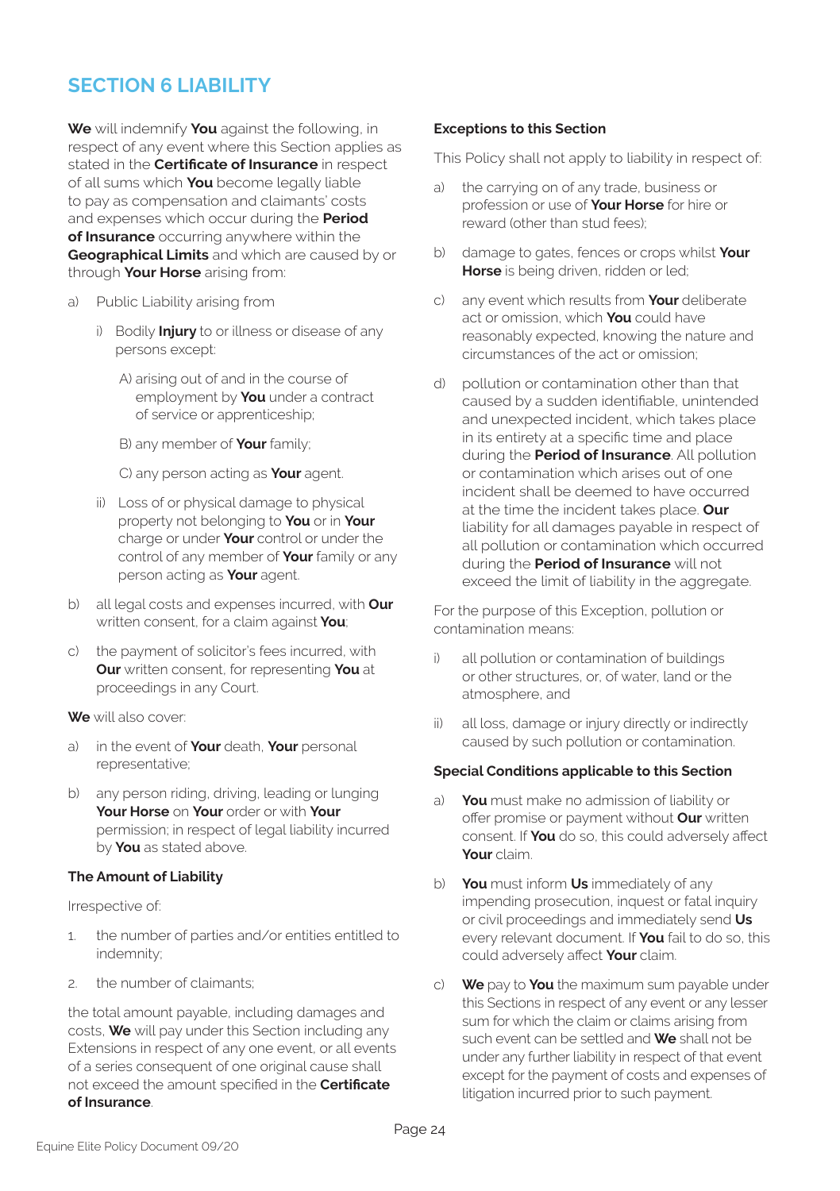## SECTION 6 LIABILITY

**We** will indemnify **You** against the following, in respect of any event where this Section applies as stated in the **Certificate of Insurance** in respect of all sums which **You** become legally liable to pay as compensation and claimants' costs and expenses which occur during the **Period of Insurance** occurring anywhere within the **Geographical Limits** and which are caused by or through **Your Horse** arising from:

a) Public Liability arising from

   i) Bodily **Injury** to or illness or disease of any persons except:

      A) arising out of and in the course of employment by **You** under a contract of service or apprenticeship;

      B) any member of **Your** family;

      C) any person acting as **Your** agent.

   ii) Loss of or physical damage to physical property not belonging to **You** or in **Your** charge or under **Your** control or under the control of any member of **Your** family or any person acting as **Your** agent.

b) all legal costs and expenses incurred, with **Our** written consent, for a claim against **You**;

c) the payment of solicitor's fees incurred, with **Our** written consent, for representing **You** at proceedings in any Court.

**We** will also cover:

a) in the event of **Your** death, **Your** personal representative;

b) any person riding, driving, leading or lunging **Your Horse** on **Your** order or with **Your** permission; in respect of legal liability incurred by **You** as stated above.

### The Amount of Liability

Irrespective of:

1. the number of parties and/or entities entitled to indemnity;
2. the number of claimants;

the total amount payable, including damages and costs, **We** will pay under this Section including any Extensions in respect of any one event, or all events of a series consequent of one original cause shall not exceed the amount specified in the **Certificate of Insurance**.

### Exceptions to this Section

This Policy shall not apply to liability in respect of:

a) the carrying on of any trade, business or profession or use of **Your Horse** for hire or reward (other than stud fees);

b) damage to gates, fences or crops whilst **Your Horse** is being driven, ridden or led;

c) any event which results from **Your** deliberate act or omission, which **You** could have reasonably expected, knowing the nature and circumstances of the act or omission;

d) pollution or contamination other than that caused by a sudden identifiable, unintended and unexpected incident, which takes place in its entirety at a specific time and place during the **Period of Insurance**. All pollution or contamination which arises out of one incident shall be deemed to have occurred at the time the incident takes place. **Our** liability for all damages payable in respect of all pollution or contamination which occurred during the **Period of Insurance** will not exceed the limit of liability in the aggregate.

For the purpose of this Exception, pollution or contamination means:

i) all pollution or contamination of buildings or other structures, or, of water, land or the atmosphere, and

ii) all loss, damage or injury directly or indirectly caused by such pollution or contamination.

### Special Conditions applicable to this Section

a) **You** must make no admission of liability or offer promise or payment without **Our** written consent. If **You** do so, this could adversely affect **Your** claim.

b) **You** must inform **Us** immediately of any impending prosecution, inquest or fatal inquiry or civil proceedings and immediately send **Us** every relevant document. If **You** fail to do so, this could adversely affect **Your** claim.

c) **We** pay to **You** the maximum sum payable under this Sections in respect of any event or any lesser sum for which the claim or claims arising from such event can be settled and **We** shall not be under any further liability in respect of that event except for the payment of costs and expenses of litigation incurred prior to such payment.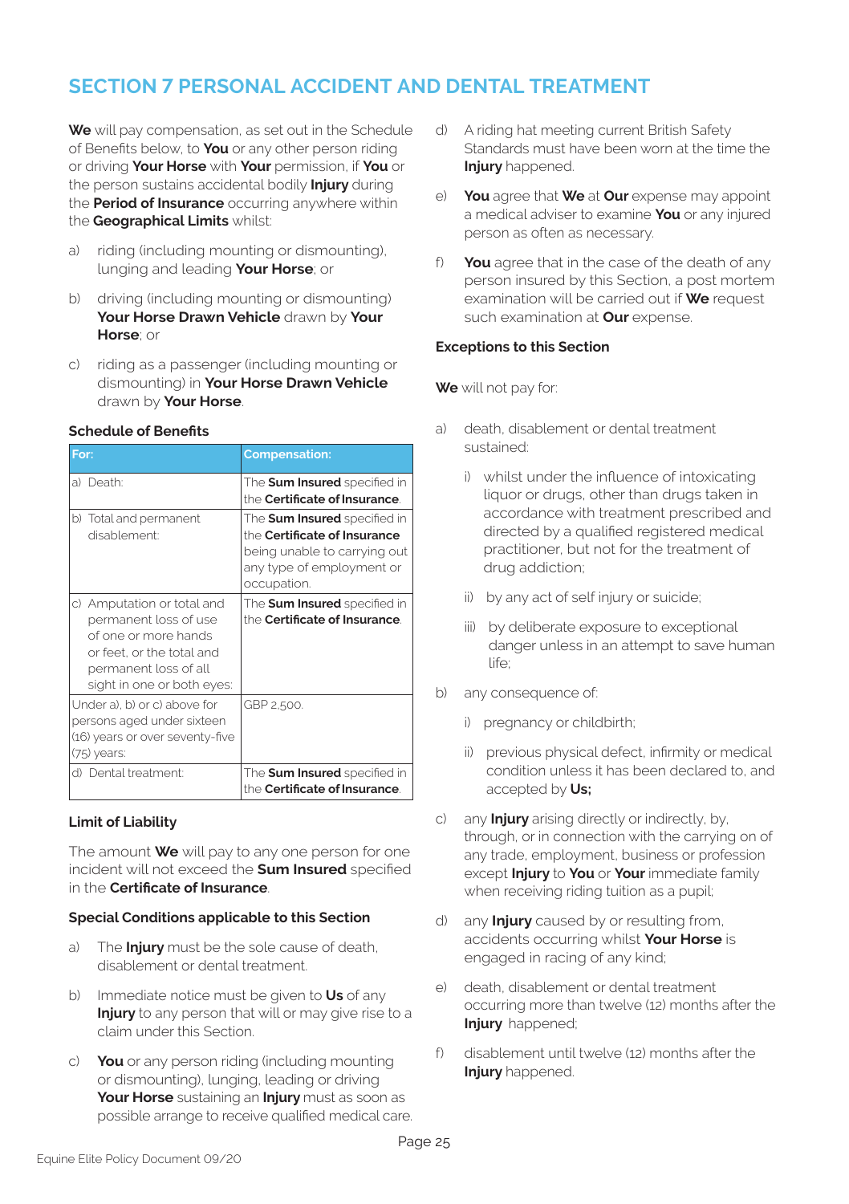# SECTION 7 PERSONAL ACCIDENT AND DENTAL TREATMENT

**We** will pay compensation, as set out in the Schedule of Benefits below, to **You** or any other person riding or driving **Your Horse** with **Your** permission, if **You** or the person sustains accidental bodily **Injury** during the **Period of Insurance** occurring anywhere within the **Geographical Limits** whilst:

a) riding (including mounting or dismounting), lunging and leading **Your Horse**; or

b) driving (including mounting or dismounting) **Your Horse Drawn Vehicle** drawn by **Your Horse**; or

c) riding as a passenger (including mounting or dismounting) in **Your Horse Drawn Vehicle** drawn by **Your Horse**.

### Schedule of Benefits

| For: | Compensation: |
|---|---|
| a) Death: | The **Sum Insured** specified in the **Certificate of Insurance**. |
| b) Total and permanent disablement: | The **Sum Insured** specified in the **Certificate of Insurance** being unable to carrying out any type of employment or occupation. |
| c) Amputation or total and permanent loss of use of one or more hands or feet, or the total and permanent loss of all sight in one or both eyes: | The **Sum Insured** specified in the **Certificate of Insurance**. |
| Under a), b) or c) above for persons aged under sixteen (16) years or over seventy-five (75) years: | GBP 2,500. |
| d) Dental treatment: | The **Sum Insured** specified in the **Certificate of Insurance**. |

### Limit of Liability

The amount **We** will pay to any one person for one incident will not exceed the **Sum Insured** specified in the **Certificate of Insurance**.

### Special Conditions applicable to this Section

a) The **Injury** must be the sole cause of death, disablement or dental treatment.

b) Immediate notice must be given to **Us** of any **Injury** to any person that will or may give rise to a claim under this Section.

c) **You** or any person riding (including mounting or dismounting), lunging, leading or driving **Your Horse** sustaining an **Injury** must as soon as possible arrange to receive qualified medical care.

d) A riding hat meeting current British Safety Standards must have been worn at the time the **Injury** happened.

e) **You** agree that **We** at **Our** expense may appoint a medical adviser to examine **You** or any injured person as often as necessary.

f) **You** agree that in the case of the death of any person insured by this Section, a post mortem examination will be carried out if **We** request such examination at **Our** expense.

### Exceptions to this Section

**We** will not pay for:

a) death, disablement or dental treatment sustained:

   i) whilst under the influence of intoxicating liquor or drugs, other than drugs taken in accordance with treatment prescribed and directed by a qualified registered medical practitioner, but not for the treatment of drug addiction;

   ii) by any act of self injury or suicide;

   iii) by deliberate exposure to exceptional danger unless in an attempt to save human life;

b) any consequence of:

   i) pregnancy or childbirth;

   ii) previous physical defect, infirmity or medical condition unless it has been declared to, and accepted by **Us;**

c) any **Injury** arising directly or indirectly, by, through, or in connection with the carrying on of any trade, employment, business or profession except **Injury** to **You** or **Your** immediate family when receiving riding tuition as a pupil;

d) any **Injury** caused by or resulting from, accidents occurring whilst **Your Horse** is engaged in racing of any kind;

e) death, disablement or dental treatment occurring more than twelve (12) months after the **Injury** happened;

f) disablement until twelve (12) months after the **Injury** happened.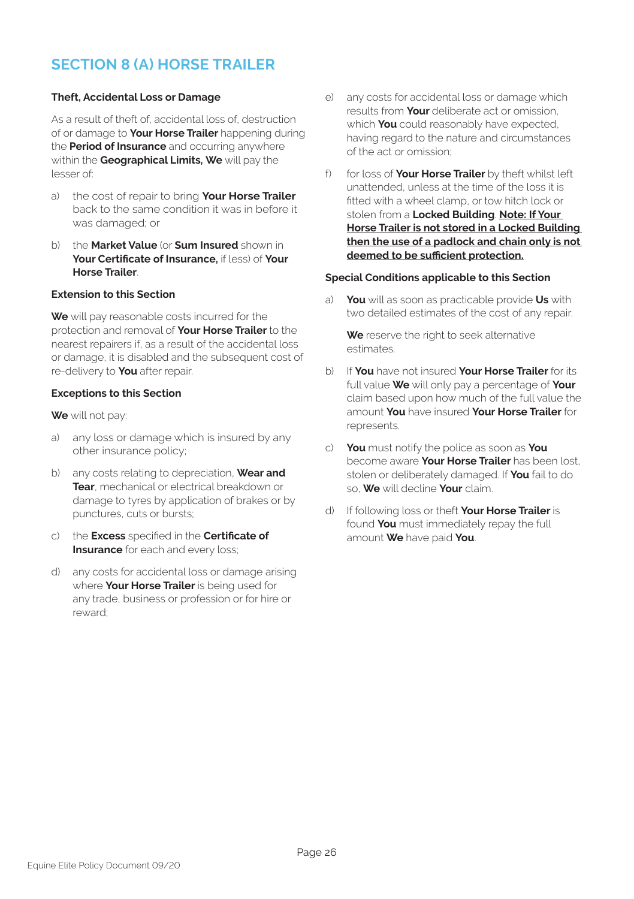# SECTION 8 (A) HORSE TRAILER

**Theft, Accidental Loss or Damage**

As a result of theft of, accidental loss of, destruction of or damage to **Your Horse Trailer** happening during the **Period of Insurance** and occurring anywhere within the **Geographical Limits, We** will pay the lesser of:

a) the cost of repair to bring **Your Horse Trailer** back to the same condition it was in before it was damaged; or

b) the **Market Value** (or **Sum Insured** shown in **Your Certificate of Insurance,** if less) of **Your Horse Trailer**.

**Extension to this Section**

**We** will pay reasonable costs incurred for the protection and removal of **Your Horse Trailer** to the nearest repairers if, as a result of the accidental loss or damage, it is disabled and the subsequent cost of re-delivery to **You** after repair.

**Exceptions to this Section**

**We** will not pay:

a) any loss or damage which is insured by any other insurance policy;

b) any costs relating to depreciation, **Wear and Tear**, mechanical or electrical breakdown or damage to tyres by application of brakes or by punctures, cuts or bursts;

c) the **Excess** specified in the **Certificate of Insurance** for each and every loss;

d) any costs for accidental loss or damage arising where **Your Horse Trailer** is being used for any trade, business or profession or for hire or reward;

e) any costs for accidental loss or damage which results from **Your** deliberate act or omission, which **You** could reasonably have expected, having regard to the nature and circumstances of the act or omission;

f) for loss of **Your Horse Trailer** by theft whilst left unattended, unless at the time of the loss it is fitted with a wheel clamp, or tow hitch lock or stolen from a **Locked Building**. **Note: If Your Horse Trailer is not stored in a Locked Building then the use of a padlock and chain only is not deemed to be sufficient protection.**

**Special Conditions applicable to this Section**

a) **You** will as soon as practicable provide **Us** with two detailed estimates of the cost of any repair.

   **We** reserve the right to seek alternative estimates.

b) If **You** have not insured **Your Horse Trailer** for its full value **We** will only pay a percentage of **Your** claim based upon how much of the full value the amount **You** have insured **Your Horse Trailer** for represents.

c) **You** must notify the police as soon as **You** become aware **Your Horse Trailer** has been lost, stolen or deliberately damaged. If **You** fail to do so, **We** will decline **Your** claim.

d) If following loss or theft **Your Horse Trailer** is found **You** must immediately repay the full amount **We** have paid **You**.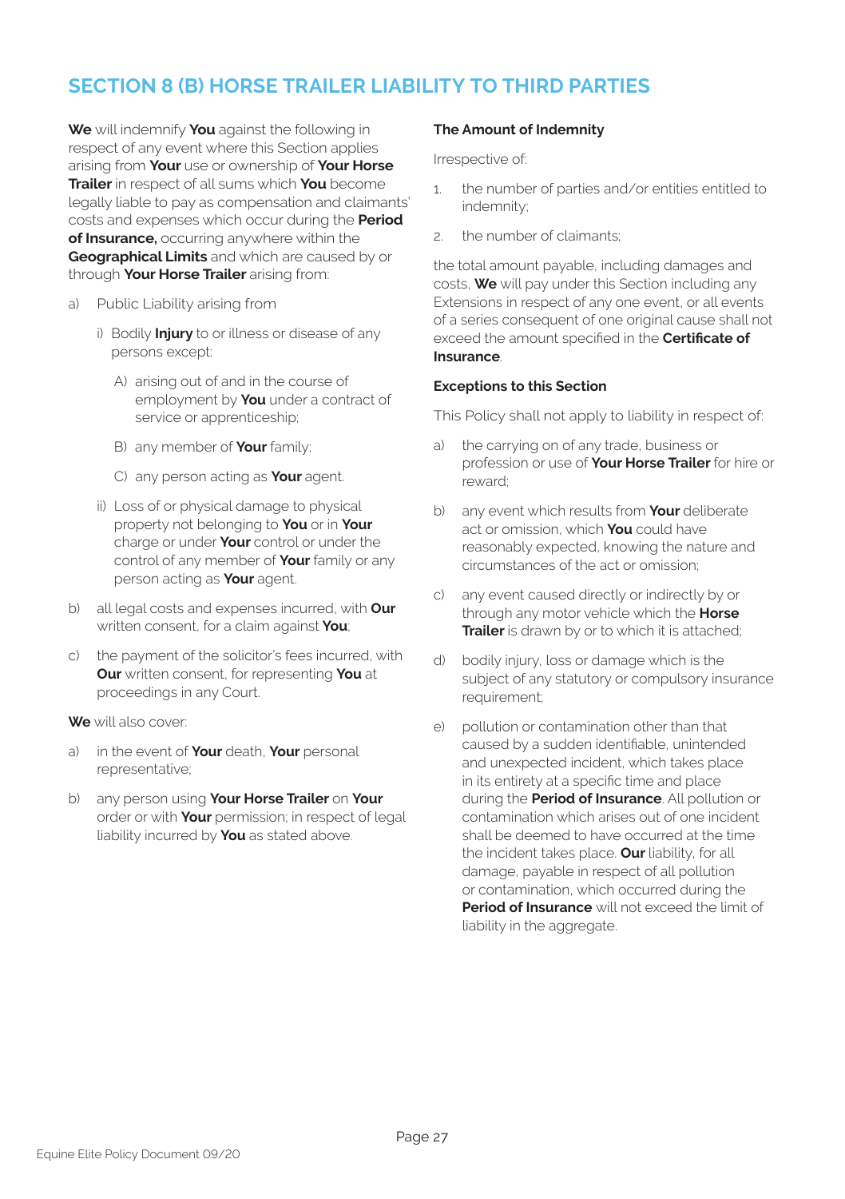## SECTION 8 (B) HORSE TRAILER LIABILITY TO THIRD PARTIES

**We** will indemnify **You** against the following in respect of any event where this Section applies arising from **Your** use or ownership of **Your Horse Trailer** in respect of all sums which **You** become legally liable to pay as compensation and claimants' costs and expenses which occur during the **Period of Insurance,** occurring anywhere within the **Geographical Limits** and which are caused by or through **Your Horse Trailer** arising from:

a) Public Liability arising from

   i) Bodily **Injury** to or illness or disease of any persons except:

      A) arising out of and in the course of employment by **You** under a contract of service or apprenticeship;

      B) any member of **Your** family;

      C) any person acting as **Your** agent.

   ii) Loss of or physical damage to physical property not belonging to **You** or in **Your** charge or under **Your** control or under the control of any member of **Your** family or any person acting as **Your** agent.

b) all legal costs and expenses incurred, with **Our** written consent, for a claim against **You**;

c) the payment of the solicitor's fees incurred, with **Our** written consent, for representing **You** at proceedings in any Court.

**We** will also cover:

a) in the event of **Your** death, **Your** personal representative;

b) any person using **Your Horse Trailer** on **Your** order or with **Your** permission; in respect of legal liability incurred by **You** as stated above.

**The Amount of Indemnity**

Irrespective of:

1. the number of parties and/or entities entitled to indemnity;
2. the number of claimants;

the total amount payable, including damages and costs, **We** will pay under this Section including any Extensions in respect of any one event, or all events of a series consequent of one original cause shall not exceed the amount specified in the **Certificate of Insurance**.

**Exceptions to this Section**

This Policy shall not apply to liability in respect of:

a) the carrying on of any trade, business or profession or use of **Your Horse Trailer** for hire or reward;

b) any event which results from **Your** deliberate act or omission, which **You** could have reasonably expected, knowing the nature and circumstances of the act or omission;

c) any event caused directly or indirectly by or through any motor vehicle which the **Horse Trailer** is drawn by or to which it is attached;

d) bodily injury, loss or damage which is the subject of any statutory or compulsory insurance requirement;

e) pollution or contamination other than that caused by a sudden identifiable, unintended and unexpected incident, which takes place in its entirety at a specific time and place during the **Period of Insurance**. All pollution or contamination which arises out of one incident shall be deemed to have occurred at the time the incident takes place. **Our** liability, for all damage, payable in respect of all pollution or contamination, which occurred during the **Period of Insurance** will not exceed the limit of liability in the aggregate.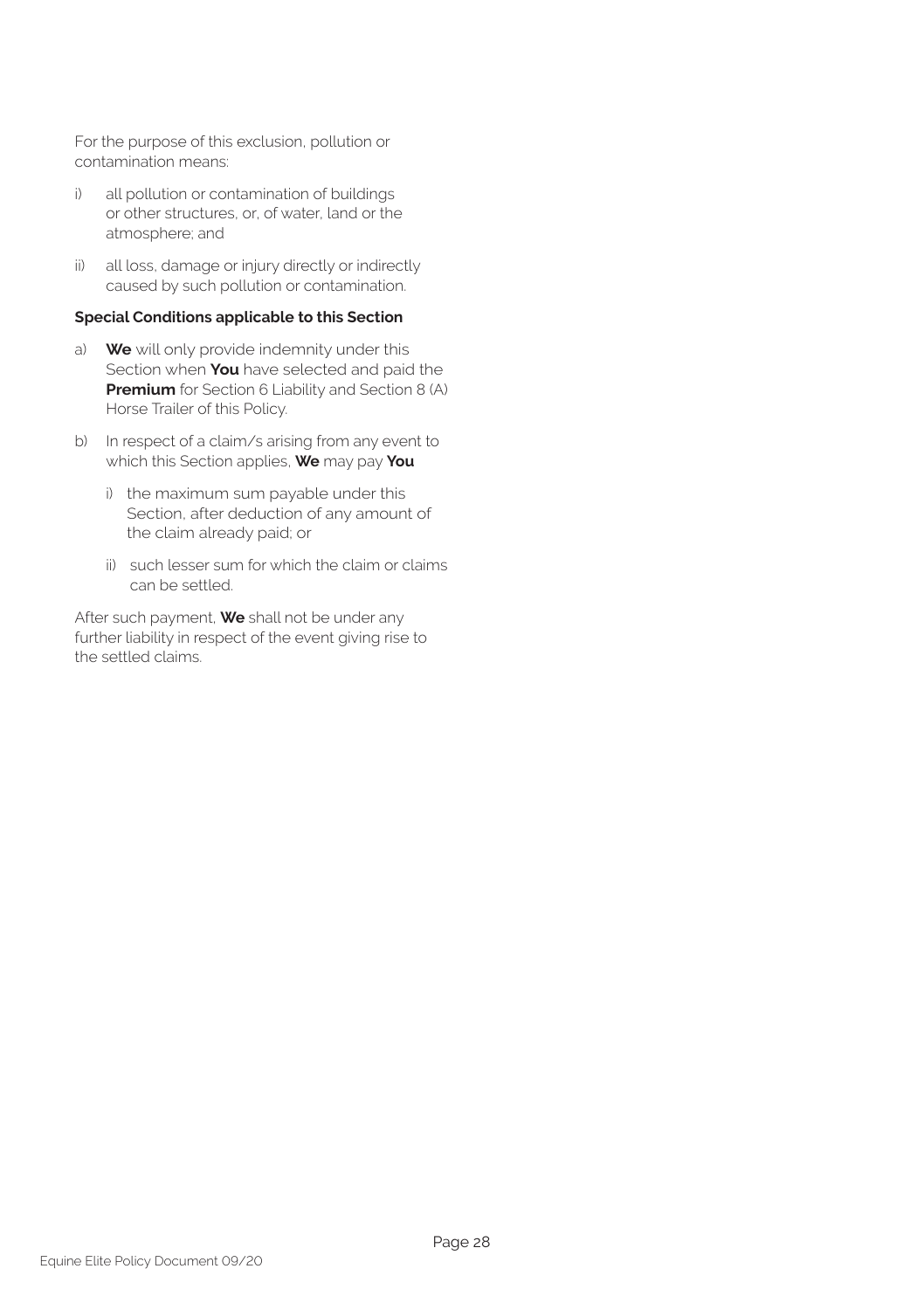For the purpose of this exclusion, pollution or contamination means:

i) all pollution or contamination of buildings or other structures, or, of water, land or the atmosphere; and

ii) all loss, damage or injury directly or indirectly caused by such pollution or contamination.

**Special Conditions applicable to this Section**

a) **We** will only provide indemnity under this Section when **You** have selected and paid the **Premium** for Section 6 Liability and Section 8 (A) Horse Trailer of this Policy.

b) In respect of a claim/s arising from any event to which this Section applies, **We** may pay **You**

   i) the maximum sum payable under this Section, after deduction of any amount of the claim already paid; or

   ii) such lesser sum for which the claim or claims can be settled.

After such payment, **We** shall not be under any further liability in respect of the event giving rise to the settled claims.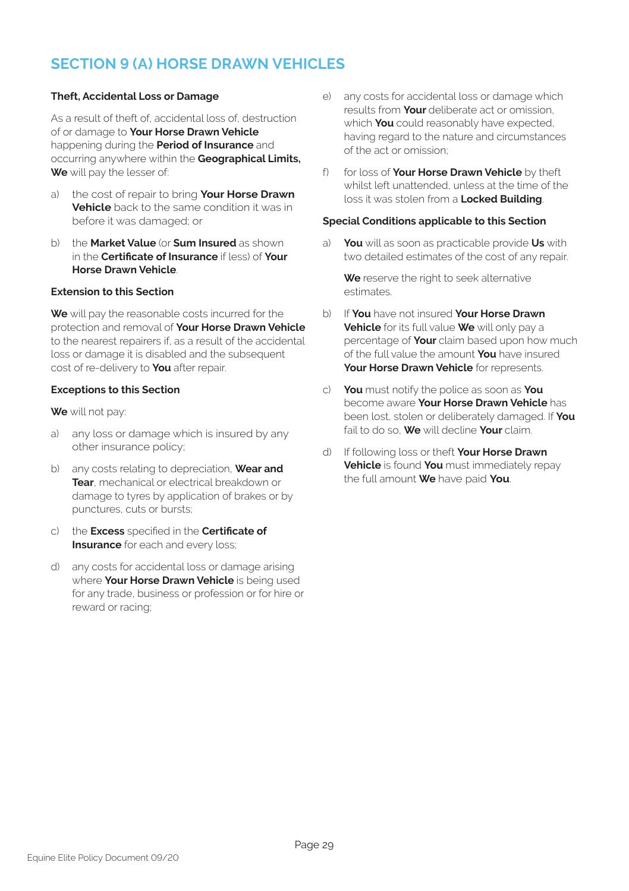## SECTION 9 (A) HORSE DRAWN VEHICLES

**Theft, Accidental Loss or Damage**

As a result of theft of, accidental loss of, destruction of or damage to **Your Horse Drawn Vehicle** happening during the **Period of Insurance** and occurring anywhere within the **Geographical Limits, We** will pay the lesser of:

a) the cost of repair to bring **Your Horse Drawn Vehicle** back to the same condition it was in before it was damaged; or

b) the **Market Value** (or **Sum Insured** as shown in the **Certificate of Insurance** if less) of **Your Horse Drawn Vehicle**.

**Extension to this Section**

**We** will pay the reasonable costs incurred for the protection and removal of **Your Horse Drawn Vehicle** to the nearest repairers if, as a result of the accidental loss or damage it is disabled and the subsequent cost of re-delivery to **You** after repair.

**Exceptions to this Section**

**We** will not pay:

a) any loss or damage which is insured by any other insurance policy;

b) any costs relating to depreciation, **Wear and Tear**, mechanical or electrical breakdown or damage to tyres by application of brakes or by punctures, cuts or bursts;

c) the **Excess** specified in the **Certificate of Insurance** for each and every loss;

d) any costs for accidental loss or damage arising where **Your Horse Drawn Vehicle** is being used for any trade, business or profession or for hire or reward or racing;

e) any costs for accidental loss or damage which results from **Your** deliberate act or omission, which **You** could reasonably have expected, having regard to the nature and circumstances of the act or omission;

f) for loss of **Your Horse Drawn Vehicle** by theft whilst left unattended, unless at the time of the loss it was stolen from a **Locked Building**.

**Special Conditions applicable to this Section**

a) **You** will as soon as practicable provide **Us** with two detailed estimates of the cost of any repair.

   **We** reserve the right to seek alternative estimates.

b) If **You** have not insured **Your Horse Drawn Vehicle** for its full value **We** will only pay a percentage of **Your** claim based upon how much of the full value the amount **You** have insured **Your Horse Drawn Vehicle** for represents.

c) **You** must notify the police as soon as **You** become aware **Your Horse Drawn Vehicle** has been lost, stolen or deliberately damaged. If **You** fail to do so, **We** will decline **Your** claim.

d) If following loss or theft **Your Horse Drawn Vehicle** is found **You** must immediately repay the full amount **We** have paid **You**.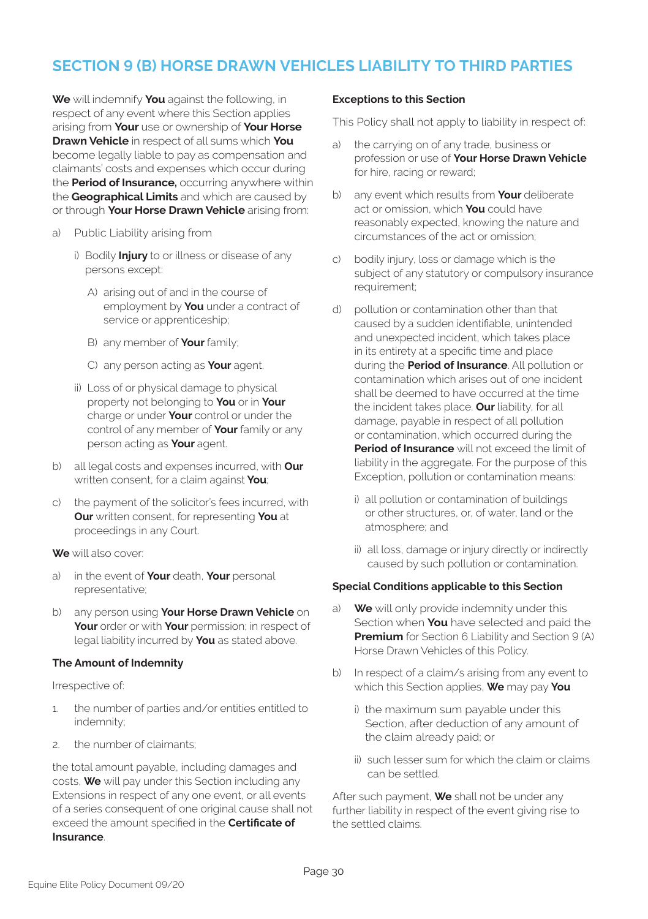# SECTION 9 (B) HORSE DRAWN VEHICLES LIABILITY TO THIRD PARTIES

**We** will indemnify **You** against the following, in respect of any event where this Section applies arising from **Your** use or ownership of **Your Horse Drawn Vehicle** in respect of all sums which **You** become legally liable to pay as compensation and claimants' costs and expenses which occur during the **Period of Insurance,** occurring anywhere within the **Geographical Limits** and which are caused by or through **Your Horse Drawn Vehicle** arising from:

a) Public Liability arising from

   i) Bodily **Injury** to or illness or disease of any persons except:

      A) arising out of and in the course of employment by **You** under a contract of service or apprenticeship;

      B) any member of **Your** family;

      C) any person acting as **Your** agent.

   ii) Loss of or physical damage to physical property not belonging to **You** or in **Your** charge or under **Your** control or under the control of any member of **Your** family or any person acting as **Your** agent.

b) all legal costs and expenses incurred, with **Our** written consent, for a claim against **You**;

c) the payment of the solicitor's fees incurred, with **Our** written consent, for representing **You** at proceedings in any Court.

**We** will also cover:

a) in the event of **Your** death, **Your** personal representative;

b) any person using **Your Horse Drawn Vehicle** on **Your** order or with **Your** permission; in respect of legal liability incurred by **You** as stated above.

### The Amount of Indemnity

Irrespective of:

1. the number of parties and/or entities entitled to indemnity;
2. the number of claimants;

the total amount payable, including damages and costs, **We** will pay under this Section including any Extensions in respect of any one event, or all events of a series consequent of one original cause shall not exceed the amount specified in the **Certificate of Insurance**.

### Exceptions to this Section

This Policy shall not apply to liability in respect of:

a) the carrying on of any trade, business or profession or use of **Your Horse Drawn Vehicle** for hire, racing or reward;

b) any event which results from **Your** deliberate act or omission, which **You** could have reasonably expected, knowing the nature and circumstances of the act or omission;

c) bodily injury, loss or damage which is the subject of any statutory or compulsory insurance requirement;

d) pollution or contamination other than that caused by a sudden identifiable, unintended and unexpected incident, which takes place in its entirety at a specific time and place during the **Period of Insurance**. All pollution or contamination which arises out of one incident shall be deemed to have occurred at the time the incident takes place. **Our** liability, for all damage, payable in respect of all pollution or contamination, which occurred during the **Period of Insurance** will not exceed the limit of liability in the aggregate. For the purpose of this Exception, pollution or contamination means:

   i) all pollution or contamination of buildings or other structures, or, of water, land or the atmosphere; and

   ii) all loss, damage or injury directly or indirectly caused by such pollution or contamination.

### Special Conditions applicable to this Section

a) **We** will only provide indemnity under this Section when **You** have selected and paid the **Premium** for Section 6 Liability and Section 9 (A) Horse Drawn Vehicles of this Policy.

b) In respect of a claim/s arising from any event to which this Section applies, **We** may pay **You**

   i) the maximum sum payable under this Section, after deduction of any amount of the claim already paid; or

   ii) such lesser sum for which the claim or claims can be settled.

After such payment, **We** shall not be under any further liability in respect of the event giving rise to the settled claims.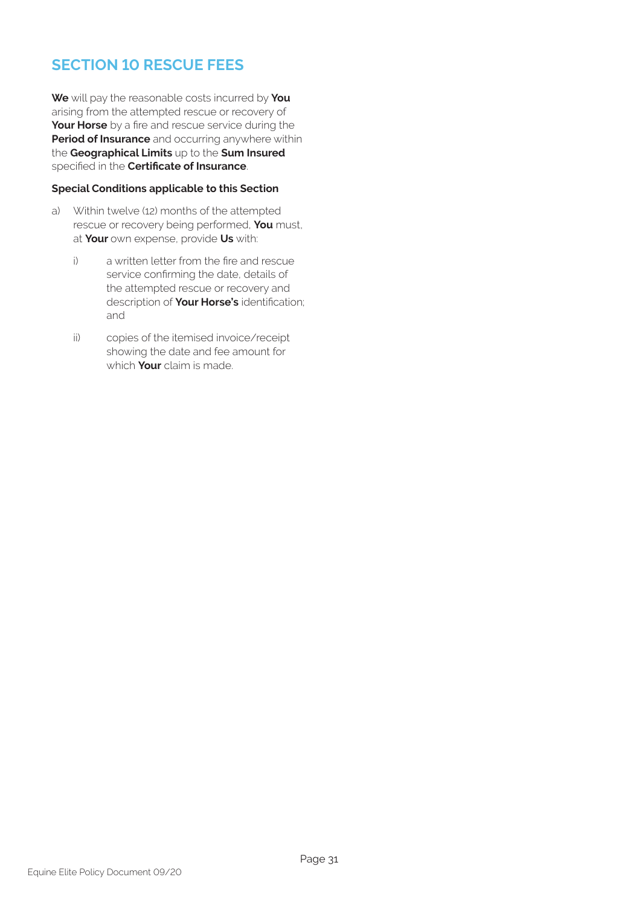## SECTION 10 RESCUE FEES

**We** will pay the reasonable costs incurred by **You** arising from the attempted rescue or recovery of **Your Horse** by a fire and rescue service during the **Period of Insurance** and occurring anywhere within the **Geographical Limits** up to the **Sum Insured** specified in the **Certificate of Insurance**.

**Special Conditions applicable to this Section**

a) Within twelve (12) months of the attempted rescue or recovery being performed, **You** must, at **Your** own expense, provide **Us** with:

   i) a written letter from the fire and rescue service confirming the date, details of the attempted rescue or recovery and description of **Your Horse's** identification; and

   ii) copies of the itemised invoice/receipt showing the date and fee amount for which **Your** claim is made.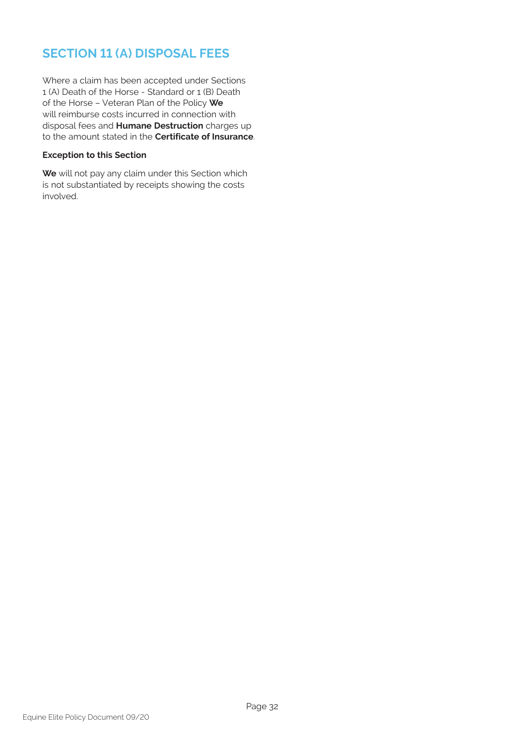## SECTION 11 (A) DISPOSAL FEES

Where a claim has been accepted under Sections 1 (A) Death of the Horse - Standard or 1 (B) Death of the Horse – Veteran Plan of the Policy **We** will reimburse costs incurred in connection with disposal fees and **Humane Destruction** charges up to the amount stated in the **Certificate of Insurance**.

**Exception to this Section**

**We** will not pay any claim under this Section which is not substantiated by receipts showing the costs involved.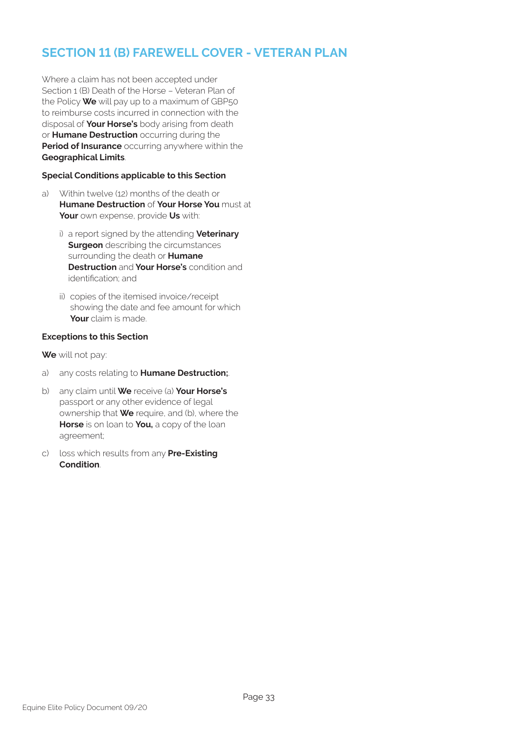## SECTION 11 (B) FAREWELL COVER - VETERAN PLAN

Where a claim has not been accepted under Section 1 (B) Death of the Horse – Veteran Plan of the Policy **We** will pay up to a maximum of GBP50 to reimburse costs incurred in connection with the disposal of **Your Horse's** body arising from death or **Humane Destruction** occurring during the **Period of Insurance** occurring anywhere within the **Geographical Limits**.

**Special Conditions applicable to this Section**

a) Within twelve (12) months of the death or **Humane Destruction** of **Your Horse You** must at **Your** own expense, provide **Us** with:

   i) a report signed by the attending **Veterinary Surgeon** describing the circumstances surrounding the death or **Humane Destruction** and **Your Horse's** condition and identification; and

   ii) copies of the itemised invoice/receipt showing the date and fee amount for which **Your** claim is made.

**Exceptions to this Section**

**We** will not pay:

a) any costs relating to **Humane Destruction;**.

b) any claim until **We** receive (a) **Your Horse's** passport or any other evidence of legal ownership that **We** require, and (b), where the **Horse** is on loan to **You,** a copy of the loan agreement;

c) loss which results from any **Pre-Existing Condition**.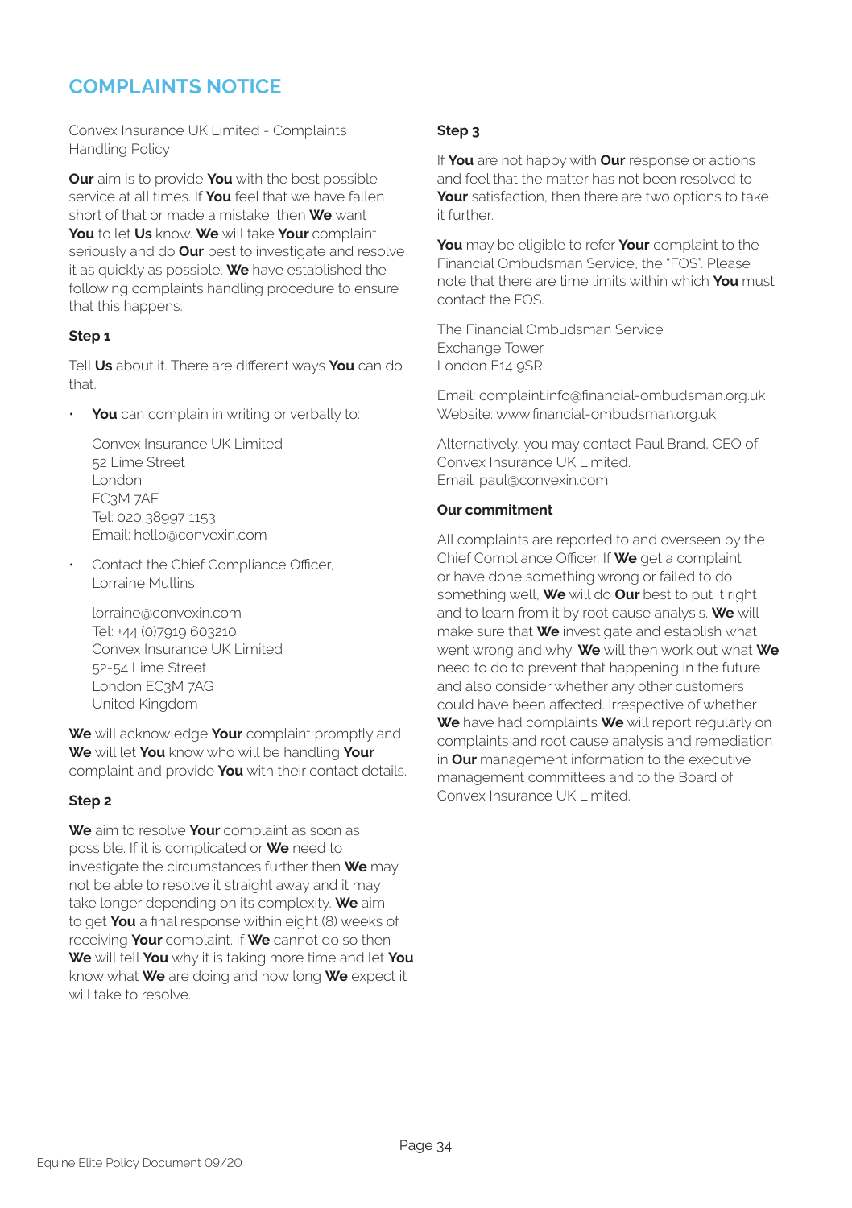# COMPLAINTS NOTICE

Convex Insurance UK Limited - Complaints Handling Policy

**Our** aim is to provide **You** with the best possible service at all times. If **You** feel that we have fallen short of that or made a mistake, then **We** want **You** to let **Us** know. **We** will take **Your** complaint seriously and do **Our** best to investigate and resolve it as quickly as possible. **We** have established the following complaints handling procedure to ensure that this happens.

### Step 1

Tell **Us** about it. There are different ways **You** can do that.

- **You** can complain in writing or verbally to:

  Convex Insurance UK Limited
  52 Lime Street
  London
  EC3M 7AE
  Tel: 020 38997 1153
  Email: hello@convexin.com

- Contact the Chief Compliance Officer, Lorraine Mullins:

  lorraine@convexin.com
  Tel: +44 (0)7919 603210
  Convex Insurance UK Limited
  52-54 Lime Street
  London EC3M 7AG
  United Kingdom

**We** will acknowledge **Your** complaint promptly and **We** will let **You** know who will be handling **Your** complaint and provide **You** with their contact details.

### Step 2

**We** aim to resolve **Your** complaint as soon as possible. If it is complicated or **We** need to investigate the circumstances further then **We** may not be able to resolve it straight away and it may take longer depending on its complexity. **We** aim to get **You** a final response within eight (8) weeks of receiving **Your** complaint. If **We** cannot do so then **We** will tell **You** why it is taking more time and let **You** know what **We** are doing and how long **We** expect it will take to resolve.

### Step 3

If **You** are not happy with **Our** response or actions and feel that the matter has not been resolved to **Your** satisfaction, then there are two options to take it further.

**You** may be eligible to refer **Your** complaint to the Financial Ombudsman Service, the "FOS". Please note that there are time limits within which **You** must contact the FOS.

The Financial Ombudsman Service
Exchange Tower
London E14 9SR

Email: complaint.info@financial-ombudsman.org.uk
Website: www.financial-ombudsman.org.uk

Alternatively, you may contact Paul Brand, CEO of Convex Insurance UK Limited.
Email: paul@convexin.com

### Our commitment

All complaints are reported to and overseen by the Chief Compliance Officer. If **We** get a complaint or have done something wrong or failed to do something well, **We** will do **Our** best to put it right and to learn from it by root cause analysis. **We** will make sure that **We** investigate and establish what went wrong and why. **We** will then work out what **We** need to do to prevent that happening in the future and also consider whether any other customers could have been affected. Irrespective of whether **We** have had complaints **We** will report regularly on complaints and root cause analysis and remediation in **Our** management information to the executive management committees and to the Board of Convex Insurance UK Limited.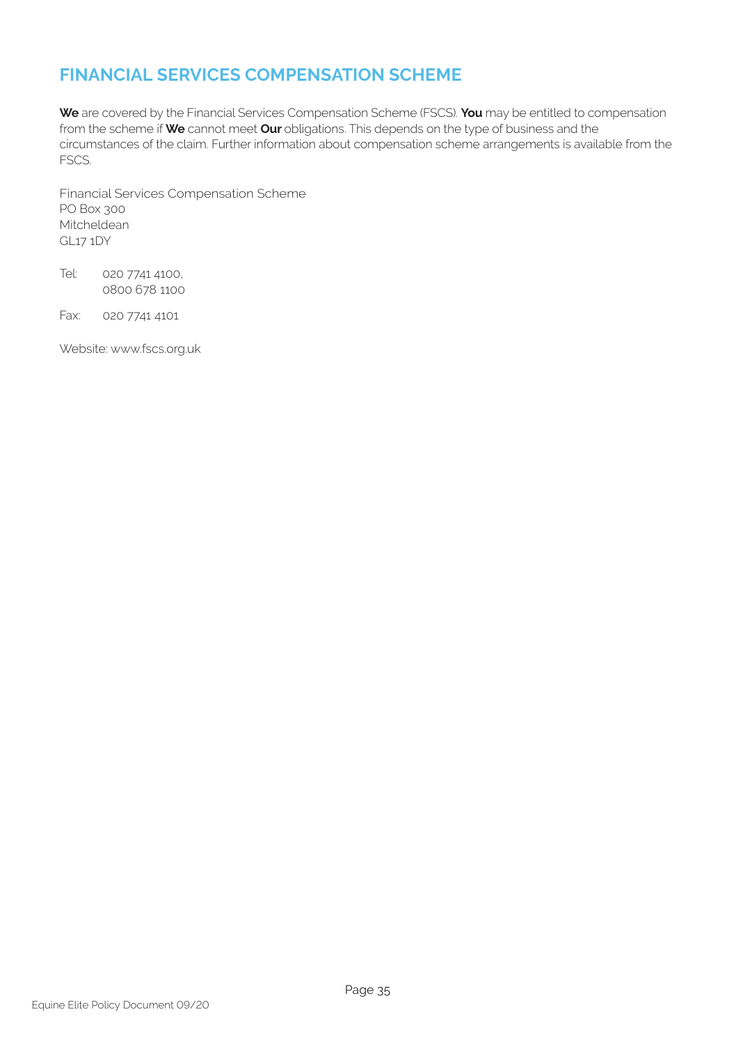## FINANCIAL SERVICES COMPENSATION SCHEME

**We** are covered by the Financial Services Compensation Scheme (FSCS). **You** may be entitled to compensation from the scheme if **We** cannot meet **Our** obligations. This depends on the type of business and the circumstances of the claim. Further information about compensation scheme arrangements is available from the FSCS.

Financial Services Compensation Scheme  
PO Box 300  
Mitcheldean  
GL17 1DY

Tel: 020 7741 4100,  
0800 678 1100

Fax: 020 7741 4101

Website: www.fscs.org.uk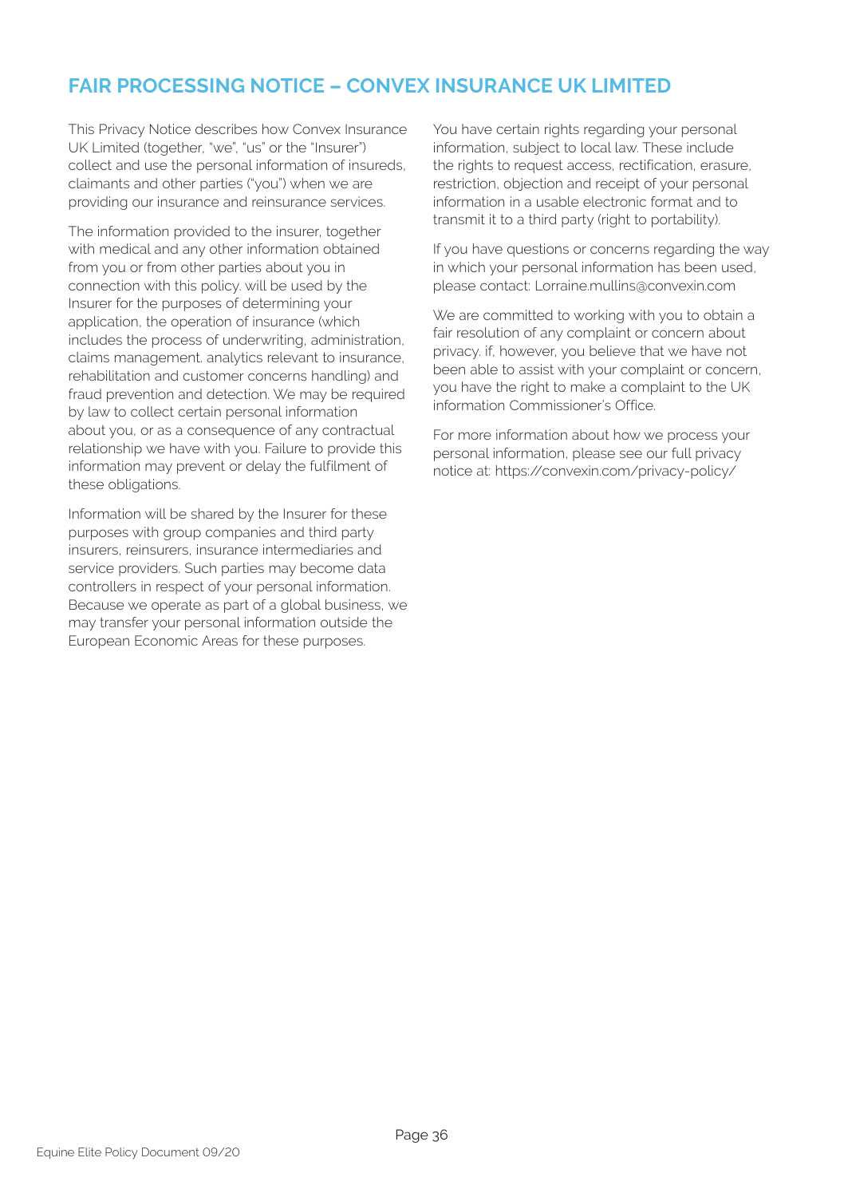## FAIR PROCESSING NOTICE – CONVEX INSURANCE UK LIMITED

This Privacy Notice describes how Convex Insurance UK Limited (together, "we", "us" or the "Insurer") collect and use the personal information of insureds, claimants and other parties ("you") when we are providing our insurance and reinsurance services.

The information provided to the insurer, together with medical and any other information obtained from you or from other parties about you in connection with this policy. will be used by the Insurer for the purposes of determining your application, the operation of insurance (which includes the process of underwriting, administration, claims management. analytics relevant to insurance, rehabilitation and customer concerns handling) and fraud prevention and detection. We may be required by law to collect certain personal information about you, or as a consequence of any contractual relationship we have with you. Failure to provide this information may prevent or delay the fulfilment of these obligations.

Information will be shared by the Insurer for these purposes with group companies and third party insurers, reinsurers, insurance intermediaries and service providers. Such parties may become data controllers in respect of your personal information. Because we operate as part of a global business, we may transfer your personal information outside the European Economic Areas for these purposes.

You have certain rights regarding your personal information, subject to local law. These include the rights to request access, rectification, erasure, restriction, objection and receipt of your personal information in a usable electronic format and to transmit it to a third party (right to portability).

If you have questions or concerns regarding the way in which your personal information has been used, please contact: Lorraine.mullins@convexin.com

We are committed to working with you to obtain a fair resolution of any complaint or concern about privacy. if, however, you believe that we have not been able to assist with your complaint or concern, you have the right to make a complaint to the UK information Commissioner's Office.

For more information about how we process your personal information, please see our full privacy notice at: https://convexin.com/privacy-policy/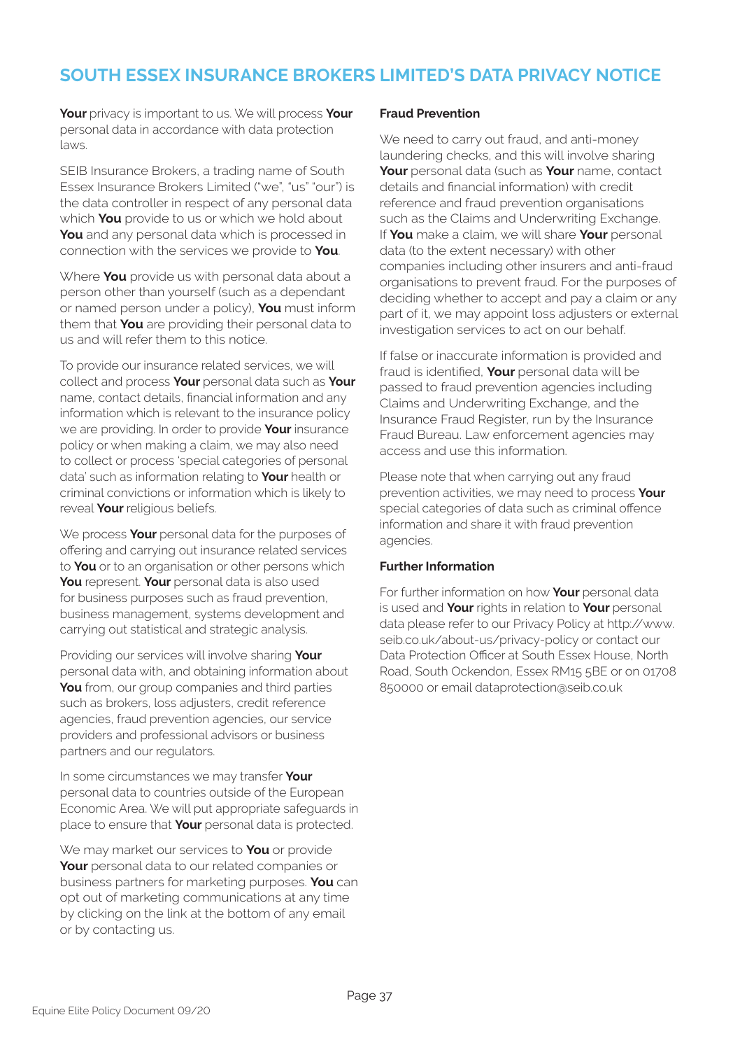# SOUTH ESSEX INSURANCE BROKERS LIMITED'S DATA PRIVACY NOTICE

**Your** privacy is important to us. We will process **Your** personal data in accordance with data protection laws.

SEIB Insurance Brokers, a trading name of South Essex Insurance Brokers Limited ("we", "us" "our") is the data controller in respect of any personal data which **You** provide to us or which we hold about **You** and any personal data which is processed in connection with the services we provide to **You**.

Where **You** provide us with personal data about a person other than yourself (such as a dependant or named person under a policy), **You** must inform them that **You** are providing their personal data to us and will refer them to this notice.

To provide our insurance related services, we will collect and process **Your** personal data such as **Your** name, contact details, financial information and any information which is relevant to the insurance policy we are providing. In order to provide **Your** insurance policy or when making a claim, we may also need to collect or process 'special categories of personal data' such as information relating to **Your** health or criminal convictions or information which is likely to reveal **Your** religious beliefs.

We process **Your** personal data for the purposes of offering and carrying out insurance related services to **You** or to an organisation or other persons which **You** represent. **Your** personal data is also used for business purposes such as fraud prevention, business management, systems development and carrying out statistical and strategic analysis.

Providing our services will involve sharing **Your** personal data with, and obtaining information about **You** from, our group companies and third parties such as brokers, loss adjusters, credit reference agencies, fraud prevention agencies, our service providers and professional advisors or business partners and our regulators.

In some circumstances we may transfer **Your** personal data to countries outside of the European Economic Area. We will put appropriate safeguards in place to ensure that **Your** personal data is protected.

We may market our services to **You** or provide **Your** personal data to our related companies or business partners for marketing purposes. **You** can opt out of marketing communications at any time by clicking on the link at the bottom of any email or by contacting us.

**Fraud Prevention**

We need to carry out fraud, and anti-money laundering checks, and this will involve sharing **Your** personal data (such as **Your** name, contact details and financial information) with credit reference and fraud prevention organisations such as the Claims and Underwriting Exchange. If **You** make a claim, we will share **Your** personal data (to the extent necessary) with other companies including other insurers and anti-fraud organisations to prevent fraud. For the purposes of deciding whether to accept and pay a claim or any part of it, we may appoint loss adjusters or external investigation services to act on our behalf.

If false or inaccurate information is provided and fraud is identified, **Your** personal data will be passed to fraud prevention agencies including Claims and Underwriting Exchange, and the Insurance Fraud Register, run by the Insurance Fraud Bureau. Law enforcement agencies may access and use this information.

Please note that when carrying out any fraud prevention activities, we may need to process **Your** special categories of data such as criminal offence information and share it with fraud prevention agencies.

**Further Information**

For further information on how **Your** personal data is used and **Your** rights in relation to **Your** personal data please refer to our Privacy Policy at http://www.seib.co.uk/about-us/privacy-policy or contact our Data Protection Officer at South Essex House, North Road, South Ockendon, Essex RM15 5BE or on 01708 850000 or email dataprotection@seib.co.uk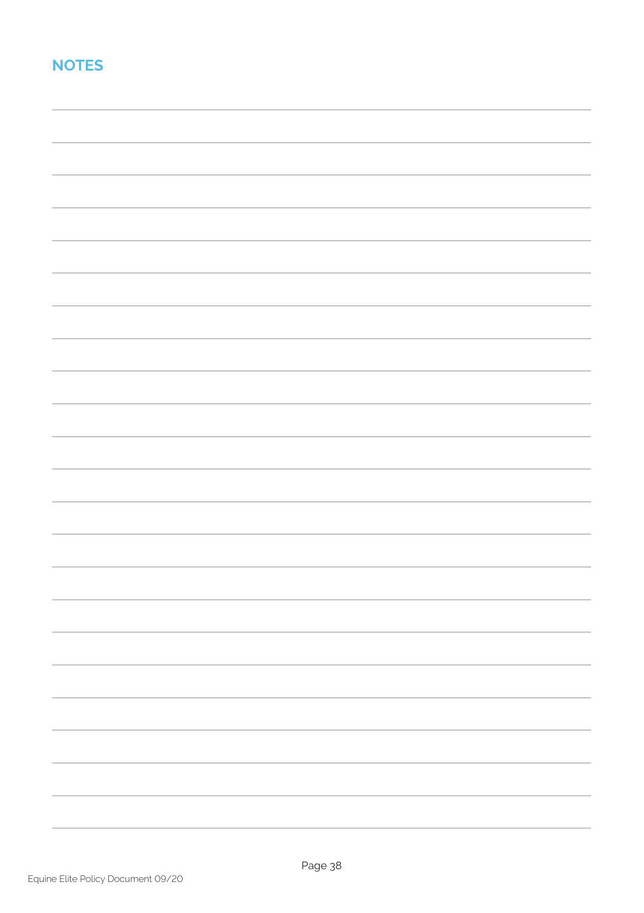## NOTES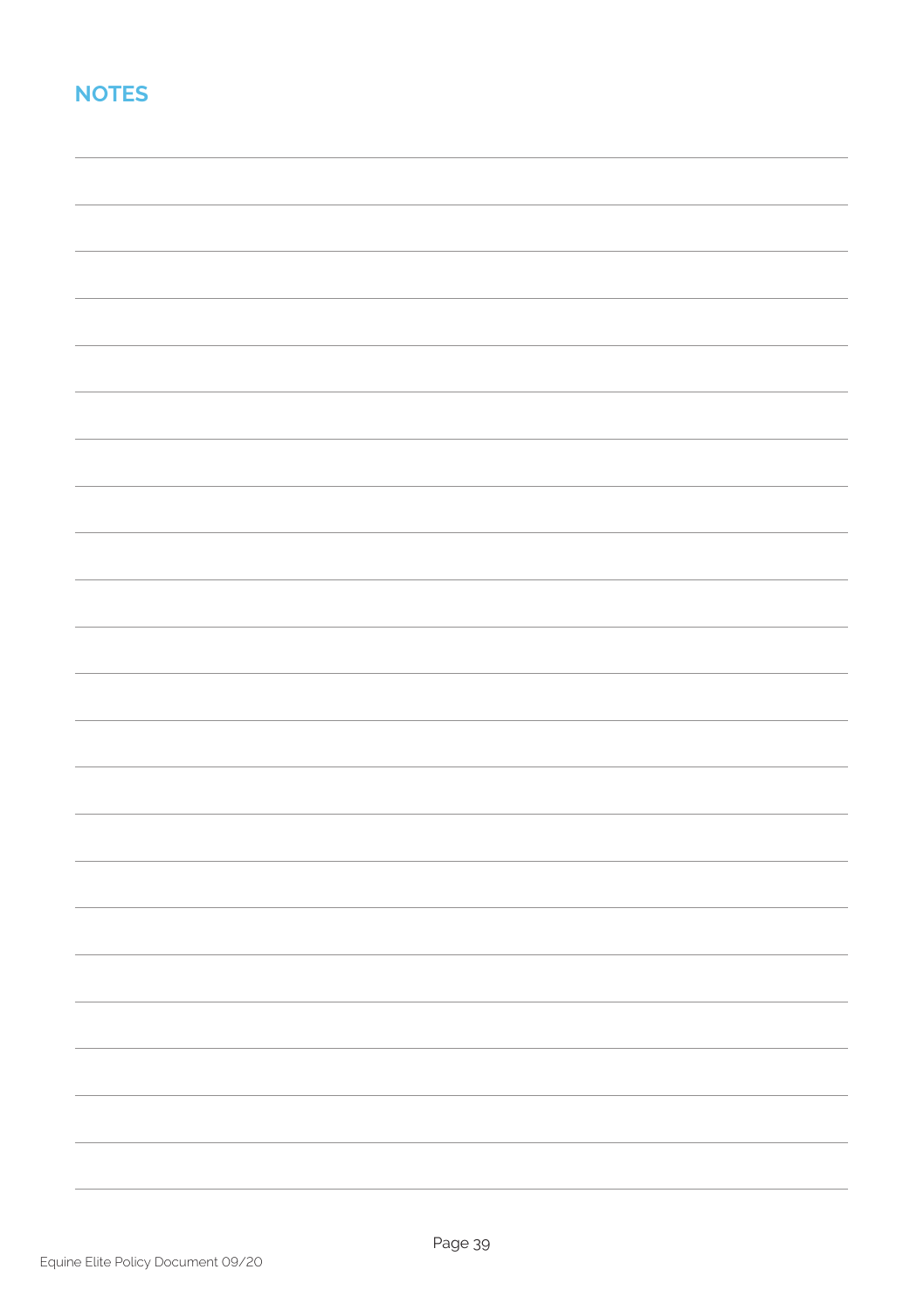## NOTES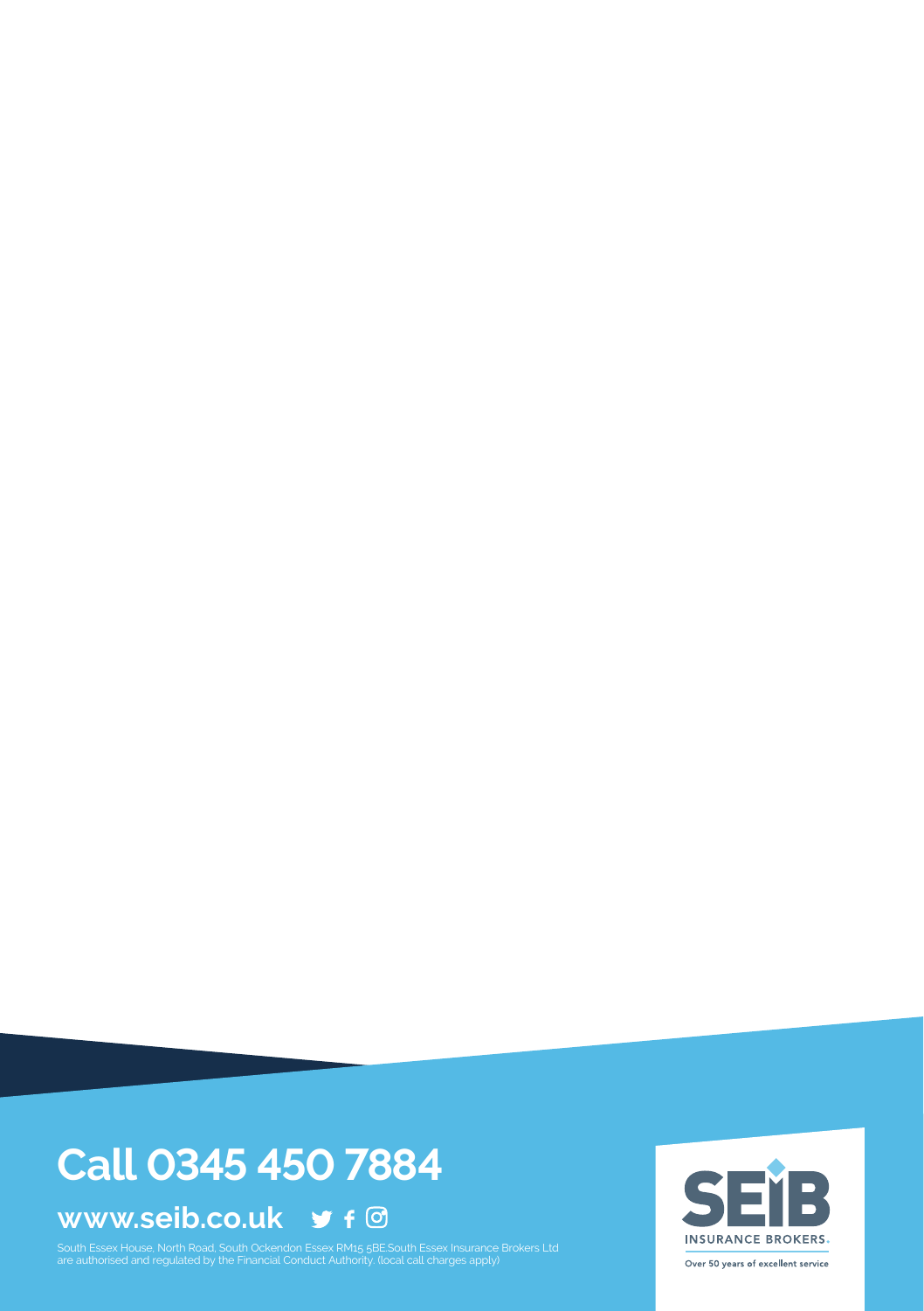# Call 0345 450 7884

## www.seib.co.uk

South Essex House, North Road, South Ockendon Essex RM15 5BE.South Essex Insurance Brokers Ltd are authorised and regulated by the Financial Conduct Authority. (local call charges apply)

SEIB INSURANCE BROKERS.

Over 50 years of excellent service